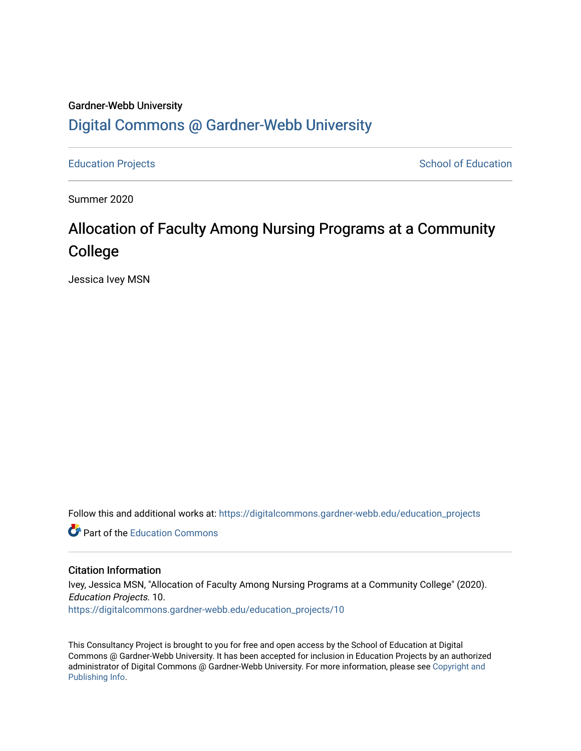Gardner-Webb University

# Digital Commons @ Gardner-Webb University

Education Projects | School of Education

Summer 2020

## Allocation of Faculty Among Nursing Programs at a Community College

Jessica Ivey MSN

Follow this and additional works at: https://digitalcommons.gardner-webb.edu/education_projects

Part of the Education Commons

### Citation Information

Ivey, Jessica MSN, "Allocation of Faculty Among Nursing Programs at a Community College" (2020). *Education Projects*. 10.
https://digitalcommons.gardner-webb.edu/education_projects/10

This Consultancy Project is brought to you for free and open access by the School of Education at Digital Commons @ Gardner-Webb University. It has been accepted for inclusion in Education Projects by an authorized administrator of Digital Commons @ Gardner-Webb University. For more information, please see Copyright and Publishing Info.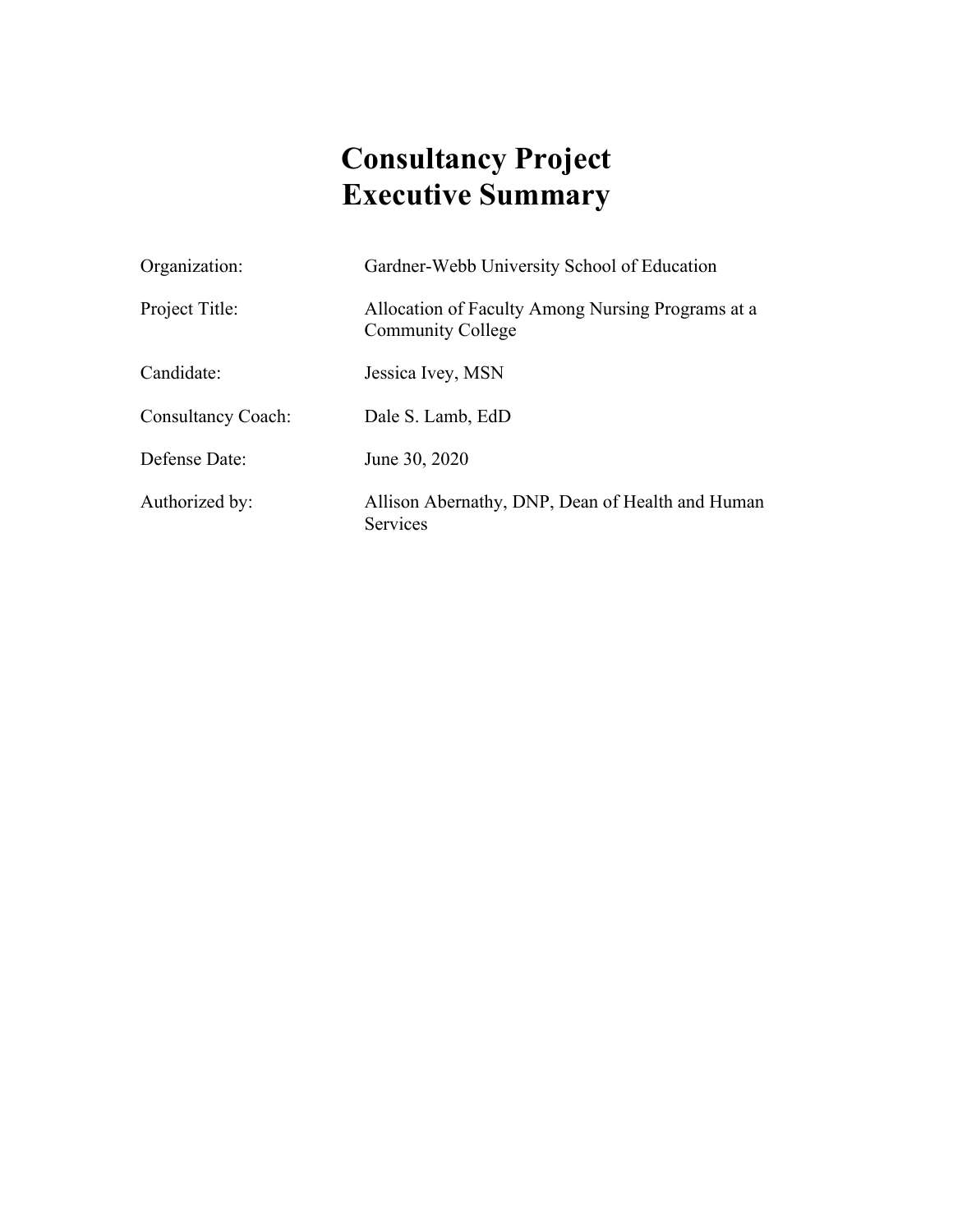# Consultancy Project Executive Summary

| | |
|---|---|
| Organization: | Gardner-Webb University School of Education |
| Project Title: | Allocation of Faculty Among Nursing Programs at a Community College |
| Candidate: | Jessica Ivey, MSN |
| Consultancy Coach: | Dale S. Lamb, EdD |
| Defense Date: | June 30, 2020 |
| Authorized by: | Allison Abernathy, DNP, Dean of Health and Human Services |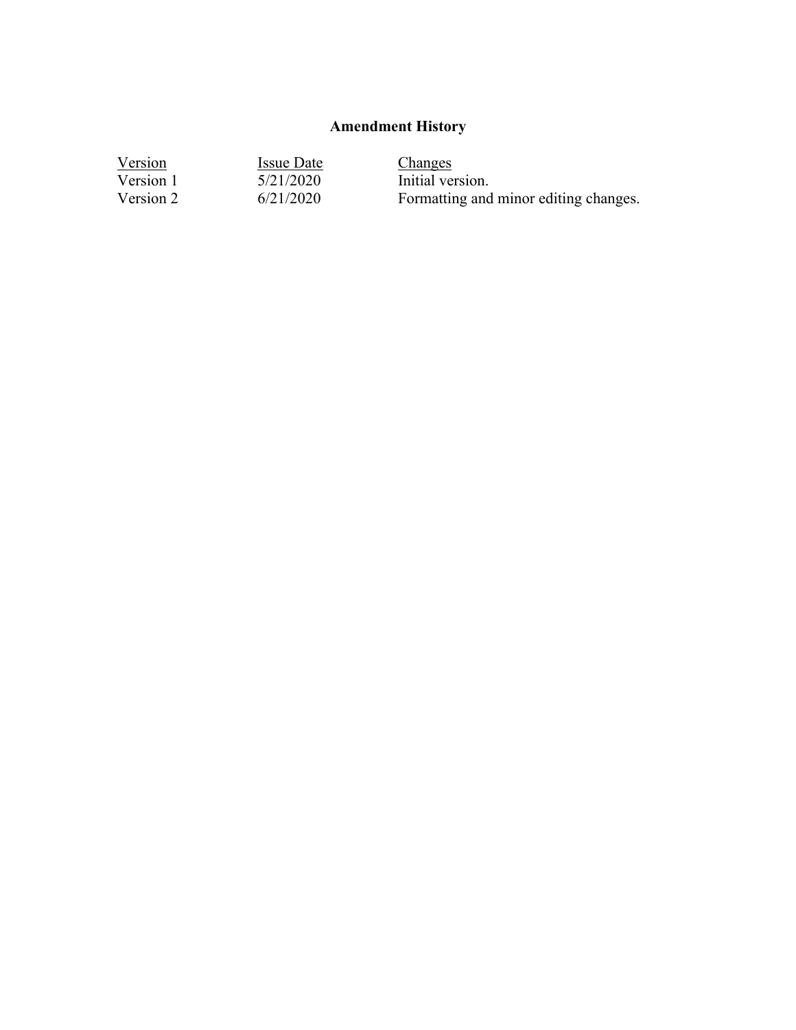## Amendment History

| Version | Issue Date | Changes |
| --- | --- | --- |
| Version 1 | 5/21/2020 | Initial version. |
| Version 2 | 6/21/2020 | Formatting and minor editing changes. |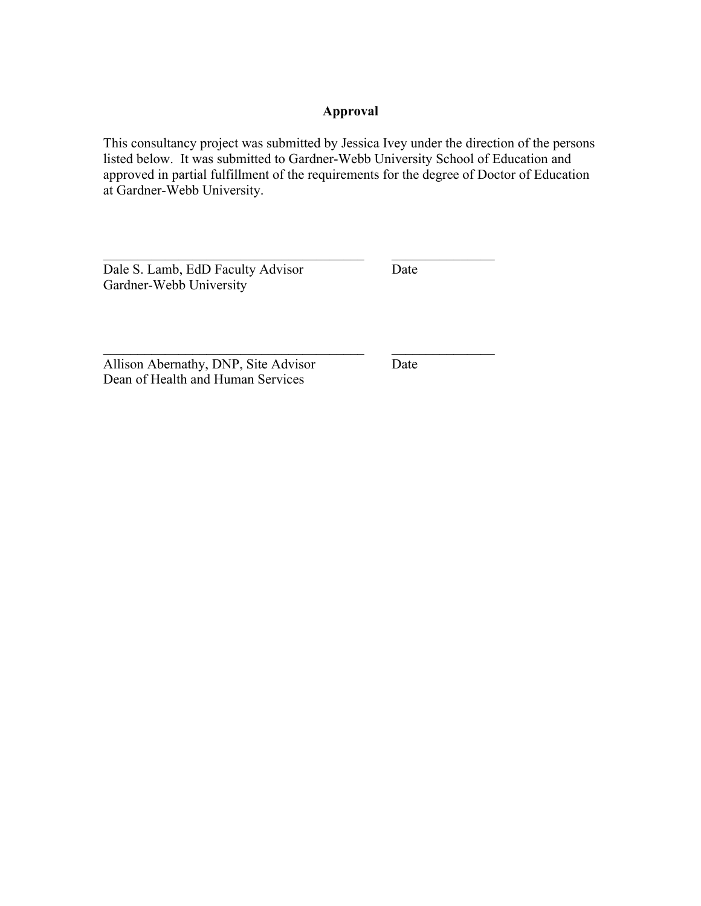## Approval

This consultancy project was submitted by Jessica Ivey under the direction of the persons listed below. It was submitted to Gardner-Webb University School of Education and approved in partial fulfillment of the requirements for the degree of Doctor of Education at Gardner-Webb University.

\_\_\_\_\_\_\_\_\_\_\_\_\_\_\_\_\_\_\_\_\_\_\_\_\_\_\_\_\_\_\_\_\_\_\_\_\_\_\_ \_\_\_\_\_\_\_\_\_\_\_\_\_\_\_
Dale S. Lamb, EdD Faculty Advisor Date
Gardner-Webb University

\_\_\_\_\_\_\_\_\_\_\_\_\_\_\_\_\_\_\_\_\_\_\_\_\_\_\_\_\_\_\_\_\_\_\_\_\_\_\_ \_\_\_\_\_\_\_\_\_\_\_\_\_\_\_
Allison Abernathy, DNP, Site Advisor Date
Dean of Health and Human Services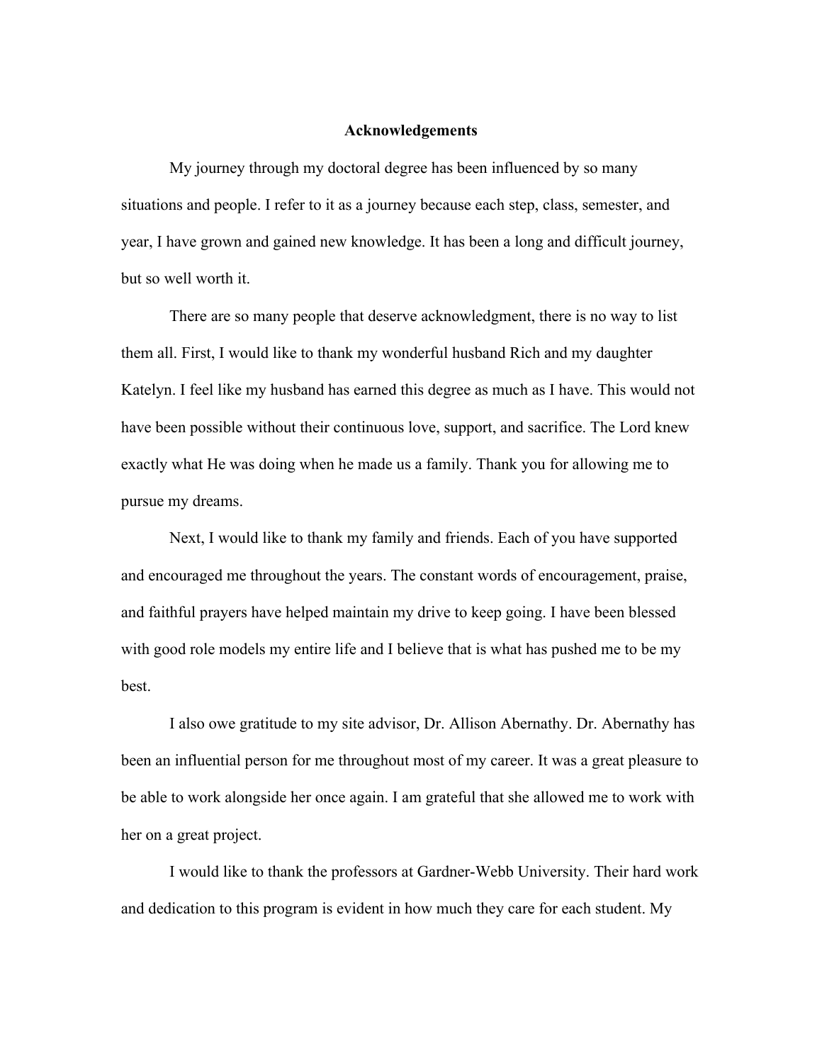# Acknowledgements

My journey through my doctoral degree has been influenced by so many situations and people. I refer to it as a journey because each step, class, semester, and year, I have grown and gained new knowledge. It has been a long and difficult journey, but so well worth it.

There are so many people that deserve acknowledgment, there is no way to list them all. First, I would like to thank my wonderful husband Rich and my daughter Katelyn. I feel like my husband has earned this degree as much as I have. This would not have been possible without their continuous love, support, and sacrifice. The Lord knew exactly what He was doing when he made us a family. Thank you for allowing me to pursue my dreams.

Next, I would like to thank my family and friends. Each of you have supported and encouraged me throughout the years. The constant words of encouragement, praise, and faithful prayers have helped maintain my drive to keep going. I have been blessed with good role models my entire life and I believe that is what has pushed me to be my best.

I also owe gratitude to my site advisor, Dr. Allison Abernathy. Dr. Abernathy has been an influential person for me throughout most of my career. It was a great pleasure to be able to work alongside her once again. I am grateful that she allowed me to work with her on a great project.

I would like to thank the professors at Gardner-Webb University. Their hard work and dedication to this program is evident in how much they care for each student. My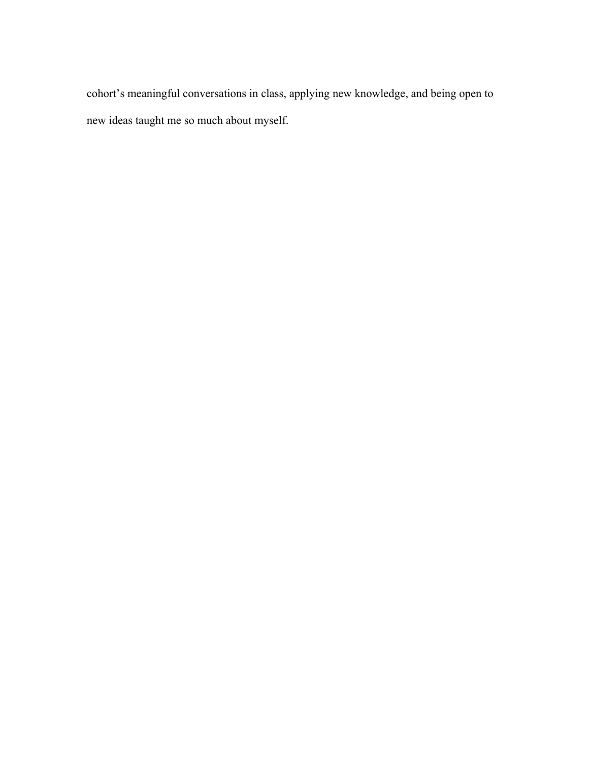cohort's meaningful conversations in class, applying new knowledge, and being open to new ideas taught me so much about myself.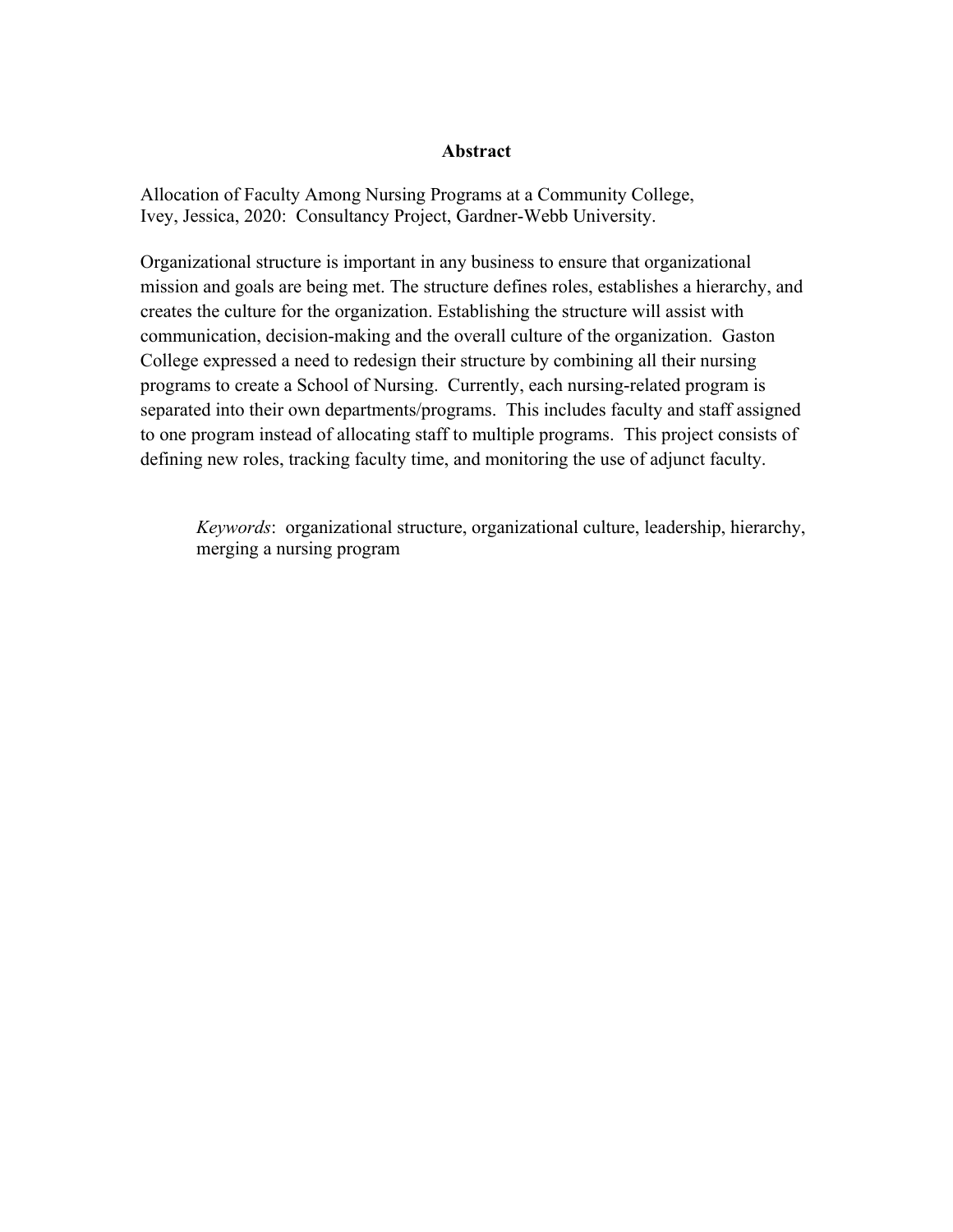## Abstract

Allocation of Faculty Among Nursing Programs at a Community College,
Ivey, Jessica, 2020: Consultancy Project, Gardner-Webb University.

Organizational structure is important in any business to ensure that organizational mission and goals are being met. The structure defines roles, establishes a hierarchy, and creates the culture for the organization. Establishing the structure will assist with communication, decision-making and the overall culture of the organization. Gaston College expressed a need to redesign their structure by combining all their nursing programs to create a School of Nursing. Currently, each nursing-related program is separated into their own departments/programs. This includes faculty and staff assigned to one program instead of allocating staff to multiple programs. This project consists of defining new roles, tracking faculty time, and monitoring the use of adjunct faculty.

*Keywords*: organizational structure, organizational culture, leadership, hierarchy, merging a nursing program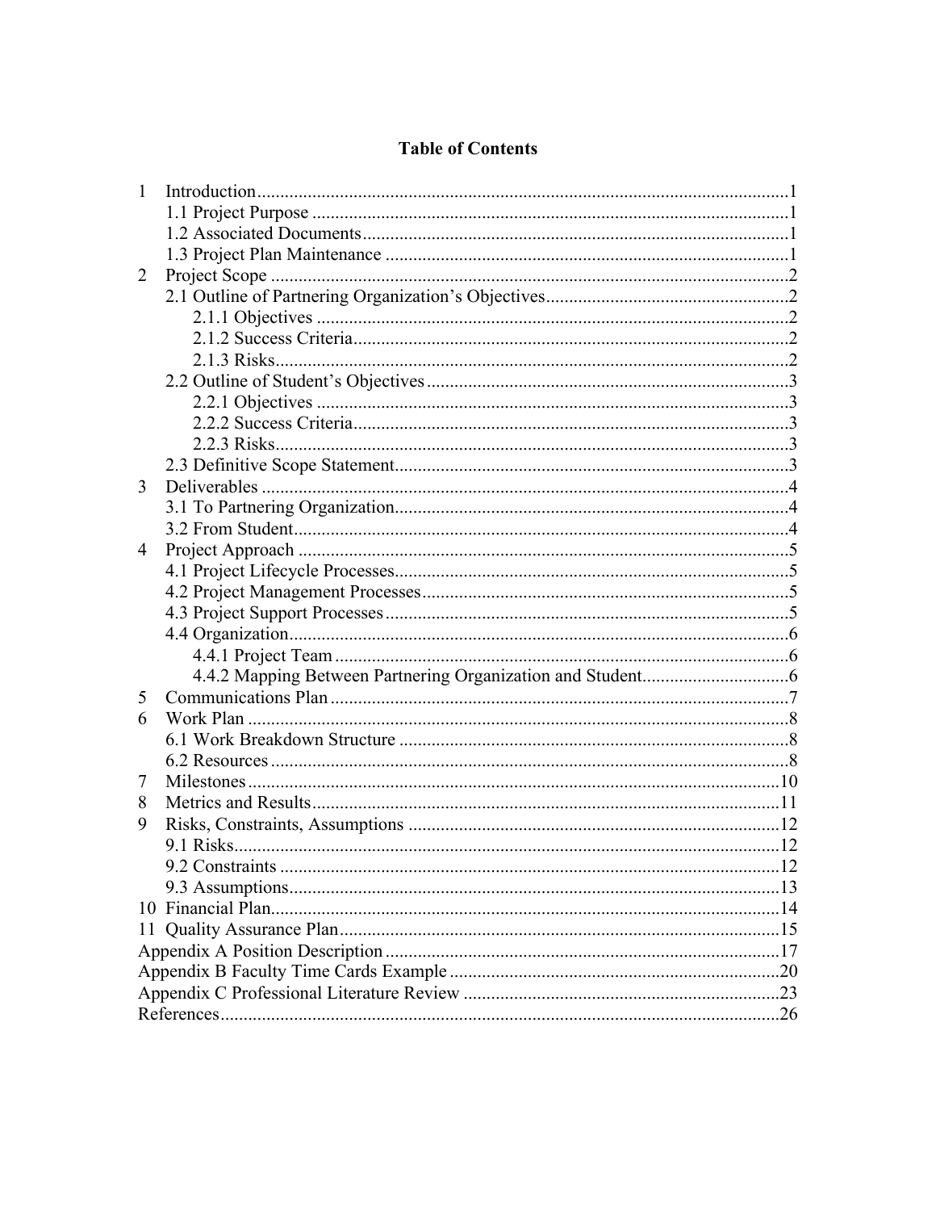# Table of Contents

1 Introduction....1
  1.1 Project Purpose....1
  1.2 Associated Documents....1
  1.3 Project Plan Maintenance....1
2 Project Scope....2
  2.1 Outline of Partnering Organization's Objectives....2
    2.1.1 Objectives....2
    2.1.2 Success Criteria....2
    2.1.3 Risks....2
  2.2 Outline of Student's Objectives....3
    2.2.1 Objectives....3
    2.2.2 Success Criteria....3
    2.2.3 Risks....3
  2.3 Definitive Scope Statement....3
3 Deliverables....4
  3.1 To Partnering Organization....4
  3.2 From Student....4
4 Project Approach....5
  4.1 Project Lifecycle Processes....5
  4.2 Project Management Processes....5
  4.3 Project Support Processes....5
  4.4 Organization....6
    4.4.1 Project Team....6
    4.4.2 Mapping Between Partnering Organization and Student....6
5 Communications Plan....7
6 Work Plan....8
  6.1 Work Breakdown Structure....8
  6.2 Resources....8
7 Milestones....10
8 Metrics and Results....11
9 Risks, Constraints, Assumptions....12
  9.1 Risks....12
  9.2 Constraints....12
  9.3 Assumptions....13
10 Financial Plan....14
11 Quality Assurance Plan....15
Appendix A Position Description....17
Appendix B Faculty Time Cards Example....20
Appendix C Professional Literature Review....23
References....26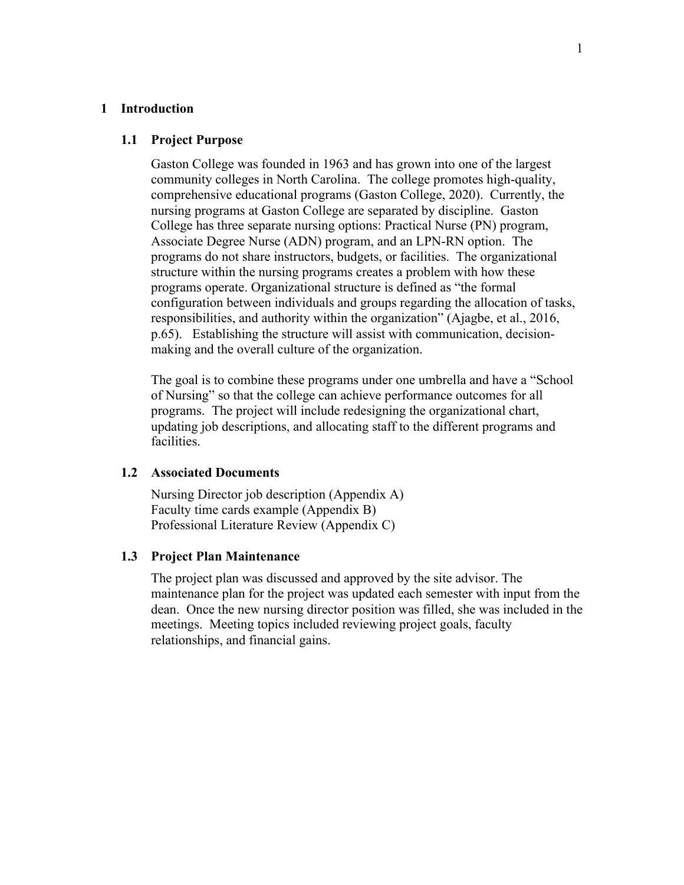# 1 Introduction

## 1.1 Project Purpose

Gaston College was founded in 1963 and has grown into one of the largest community colleges in North Carolina. The college promotes high-quality, comprehensive educational programs (Gaston College, 2020). Currently, the nursing programs at Gaston College are separated by discipline. Gaston College has three separate nursing options: Practical Nurse (PN) program, Associate Degree Nurse (ADN) program, and an LPN-RN option. The programs do not share instructors, budgets, or facilities. The organizational structure within the nursing programs creates a problem with how these programs operate. Organizational structure is defined as "the formal configuration between individuals and groups regarding the allocation of tasks, responsibilities, and authority within the organization" (Ajagbe, et al., 2016, p.65). Establishing the structure will assist with communication, decision-making and the overall culture of the organization.

The goal is to combine these programs under one umbrella and have a "School of Nursing" so that the college can achieve performance outcomes for all programs. The project will include redesigning the organizational chart, updating job descriptions, and allocating staff to the different programs and facilities.

## 1.2 Associated Documents

Nursing Director job description (Appendix A)
Faculty time cards example (Appendix B)
Professional Literature Review (Appendix C)

## 1.3 Project Plan Maintenance

The project plan was discussed and approved by the site advisor. The maintenance plan for the project was updated each semester with input from the dean. Once the new nursing director position was filled, she was included in the meetings. Meeting topics included reviewing project goals, faculty relationships, and financial gains.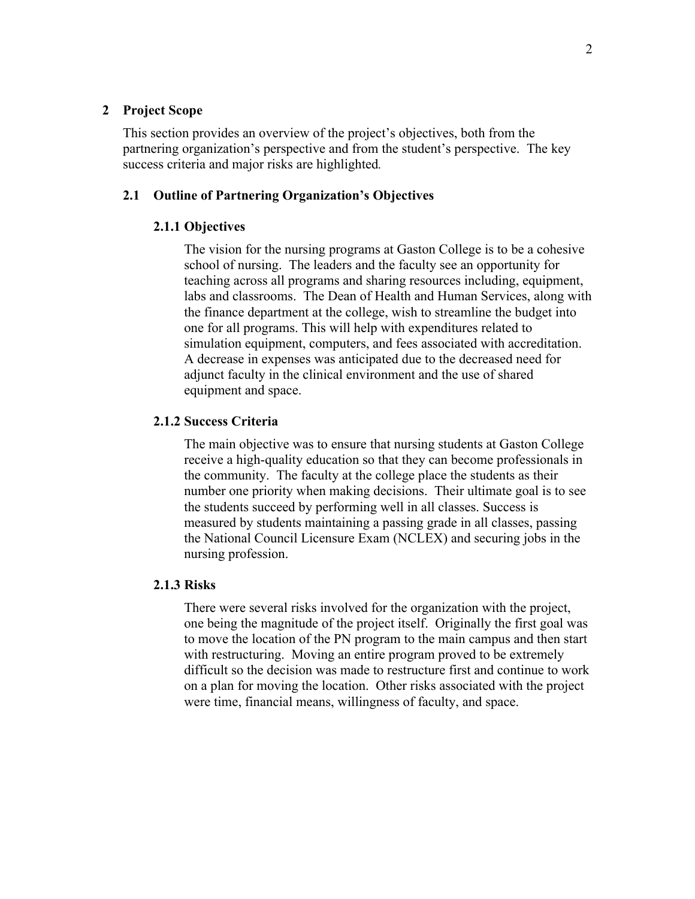# 2 Project Scope

This section provides an overview of the project's objectives, both from the partnering organization's perspective and from the student's perspective. The key success criteria and major risks are highlighted.

## 2.1 Outline of Partnering Organization's Objectives

### 2.1.1 Objectives

The vision for the nursing programs at Gaston College is to be a cohesive school of nursing. The leaders and the faculty see an opportunity for teaching across all programs and sharing resources including, equipment, labs and classrooms. The Dean of Health and Human Services, along with the finance department at the college, wish to streamline the budget into one for all programs. This will help with expenditures related to simulation equipment, computers, and fees associated with accreditation. A decrease in expenses was anticipated due to the decreased need for adjunct faculty in the clinical environment and the use of shared equipment and space.

### 2.1.2 Success Criteria

The main objective was to ensure that nursing students at Gaston College receive a high-quality education so that they can become professionals in the community. The faculty at the college place the students as their number one priority when making decisions. Their ultimate goal is to see the students succeed by performing well in all classes. Success is measured by students maintaining a passing grade in all classes, passing the National Council Licensure Exam (NCLEX) and securing jobs in the nursing profession.

### 2.1.3 Risks

There were several risks involved for the organization with the project, one being the magnitude of the project itself. Originally the first goal was to move the location of the PN program to the main campus and then start with restructuring. Moving an entire program proved to be extremely difficult so the decision was made to restructure first and continue to work on a plan for moving the location. Other risks associated with the project were time, financial means, willingness of faculty, and space.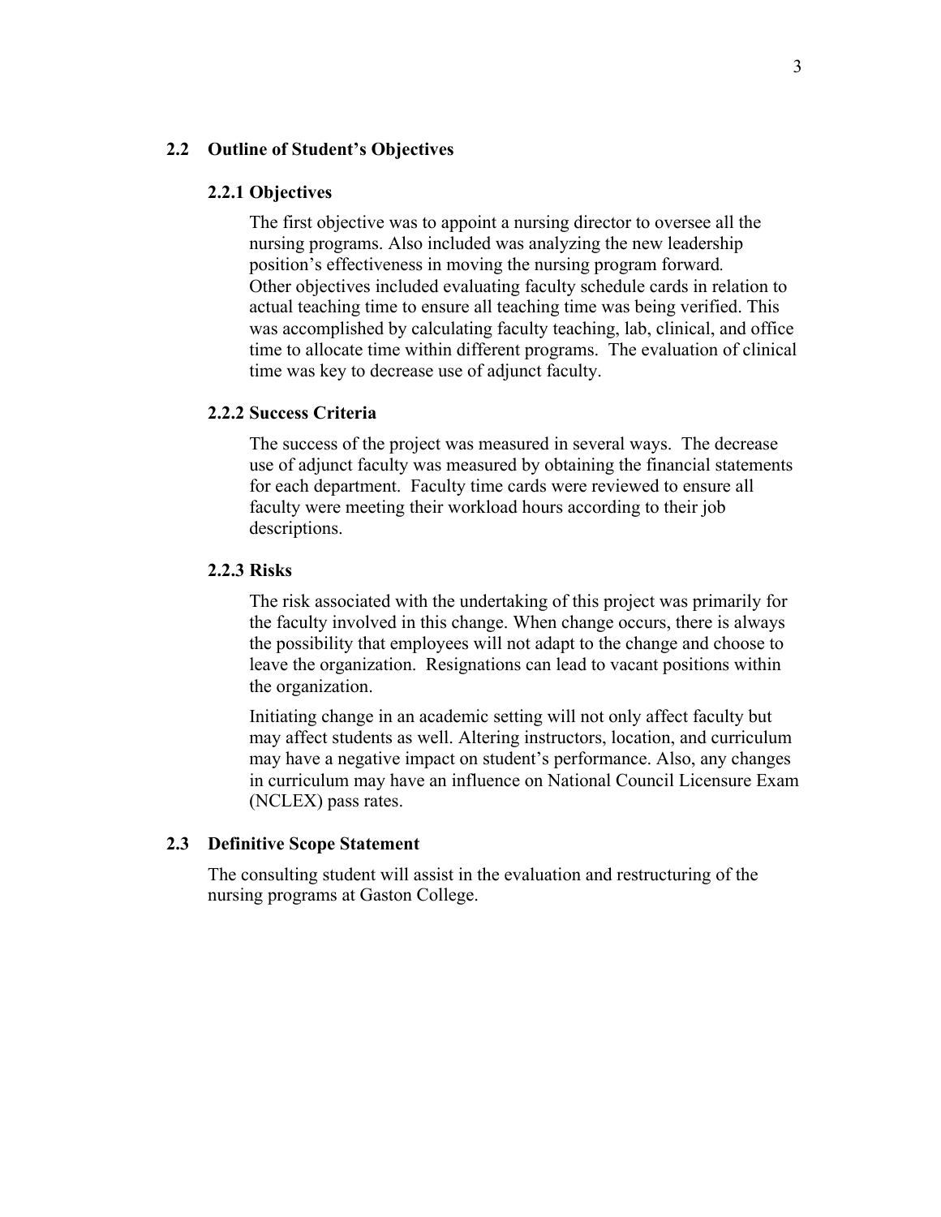## 2.2 Outline of Student's Objectives

### 2.2.1 Objectives

The first objective was to appoint a nursing director to oversee all the nursing programs. Also included was analyzing the new leadership position's effectiveness in moving the nursing program forward. Other objectives included evaluating faculty schedule cards in relation to actual teaching time to ensure all teaching time was being verified. This was accomplished by calculating faculty teaching, lab, clinical, and office time to allocate time within different programs. The evaluation of clinical time was key to decrease use of adjunct faculty.

### 2.2.2 Success Criteria

The success of the project was measured in several ways. The decrease use of adjunct faculty was measured by obtaining the financial statements for each department. Faculty time cards were reviewed to ensure all faculty were meeting their workload hours according to their job descriptions.

### 2.2.3 Risks

The risk associated with the undertaking of this project was primarily for the faculty involved in this change. When change occurs, there is always the possibility that employees will not adapt to the change and choose to leave the organization. Resignations can lead to vacant positions within the organization.

Initiating change in an academic setting will not only affect faculty but may affect students as well. Altering instructors, location, and curriculum may have a negative impact on student's performance. Also, any changes in curriculum may have an influence on National Council Licensure Exam (NCLEX) pass rates.

## 2.3 Definitive Scope Statement

The consulting student will assist in the evaluation and restructuring of the nursing programs at Gaston College.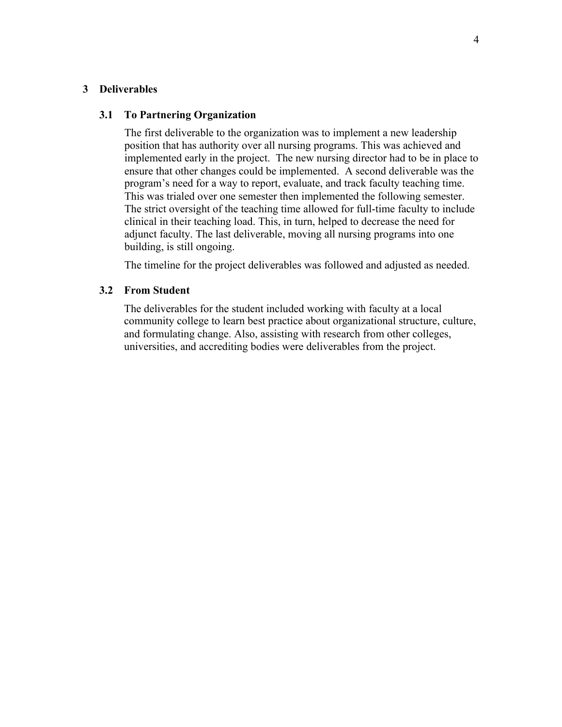## 3 Deliverables

### 3.1 To Partnering Organization

The first deliverable to the organization was to implement a new leadership position that has authority over all nursing programs. This was achieved and implemented early in the project. The new nursing director had to be in place to ensure that other changes could be implemented. A second deliverable was the program's need for a way to report, evaluate, and track faculty teaching time. This was trialed over one semester then implemented the following semester. The strict oversight of the teaching time allowed for full-time faculty to include clinical in their teaching load. This, in turn, helped to decrease the need for adjunct faculty. The last deliverable, moving all nursing programs into one building, is still ongoing.

The timeline for the project deliverables was followed and adjusted as needed.

### 3.2 From Student

The deliverables for the student included working with faculty at a local community college to learn best practice about organizational structure, culture, and formulating change. Also, assisting with research from other colleges, universities, and accrediting bodies were deliverables from the project.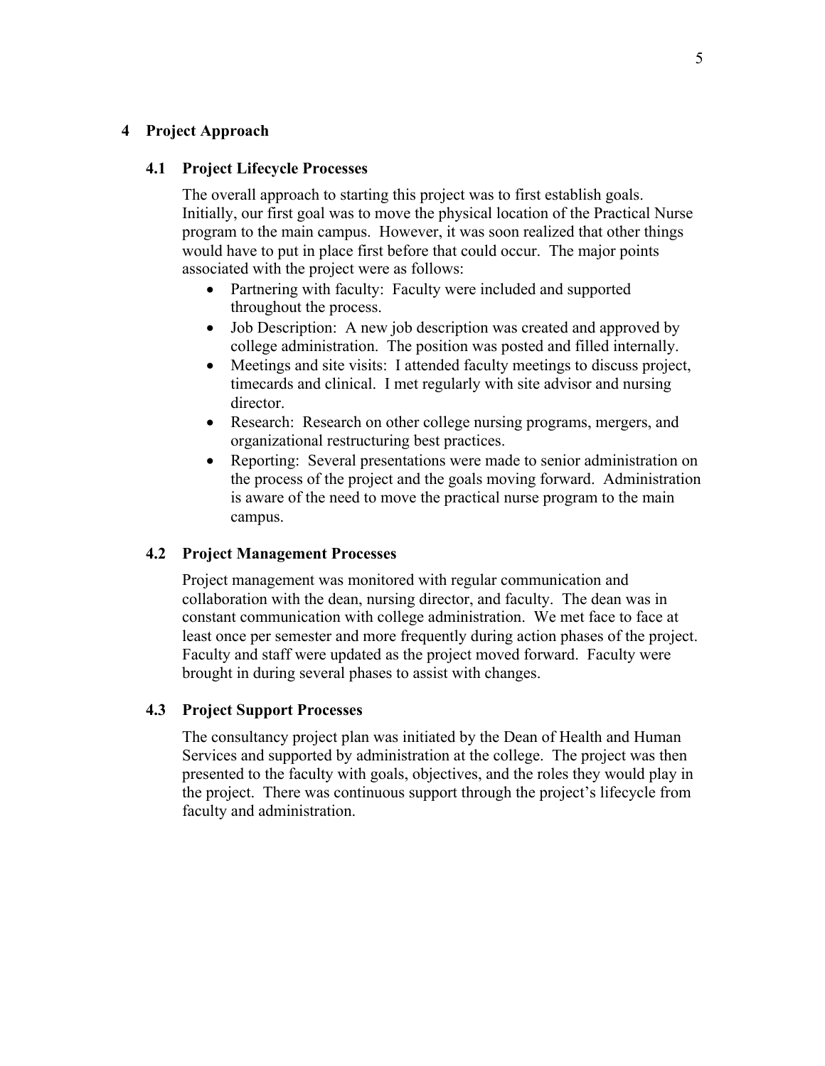## 4 Project Approach

### 4.1 Project Lifecycle Processes

The overall approach to starting this project was to first establish goals. Initially, our first goal was to move the physical location of the Practical Nurse program to the main campus. However, it was soon realized that other things would have to put in place first before that could occur. The major points associated with the project were as follows:

- Partnering with faculty: Faculty were included and supported throughout the process.
- Job Description: A new job description was created and approved by college administration. The position was posted and filled internally.
- Meetings and site visits: I attended faculty meetings to discuss project, timecards and clinical. I met regularly with site advisor and nursing director.
- Research: Research on other college nursing programs, mergers, and organizational restructuring best practices.
- Reporting: Several presentations were made to senior administration on the process of the project and the goals moving forward. Administration is aware of the need to move the practical nurse program to the main campus.

### 4.2 Project Management Processes

Project management was monitored with regular communication and collaboration with the dean, nursing director, and faculty. The dean was in constant communication with college administration. We met face to face at least once per semester and more frequently during action phases of the project. Faculty and staff were updated as the project moved forward. Faculty were brought in during several phases to assist with changes.

### 4.3 Project Support Processes

The consultancy project plan was initiated by the Dean of Health and Human Services and supported by administration at the college. The project was then presented to the faculty with goals, objectives, and the roles they would play in the project. There was continuous support through the project's lifecycle from faculty and administration.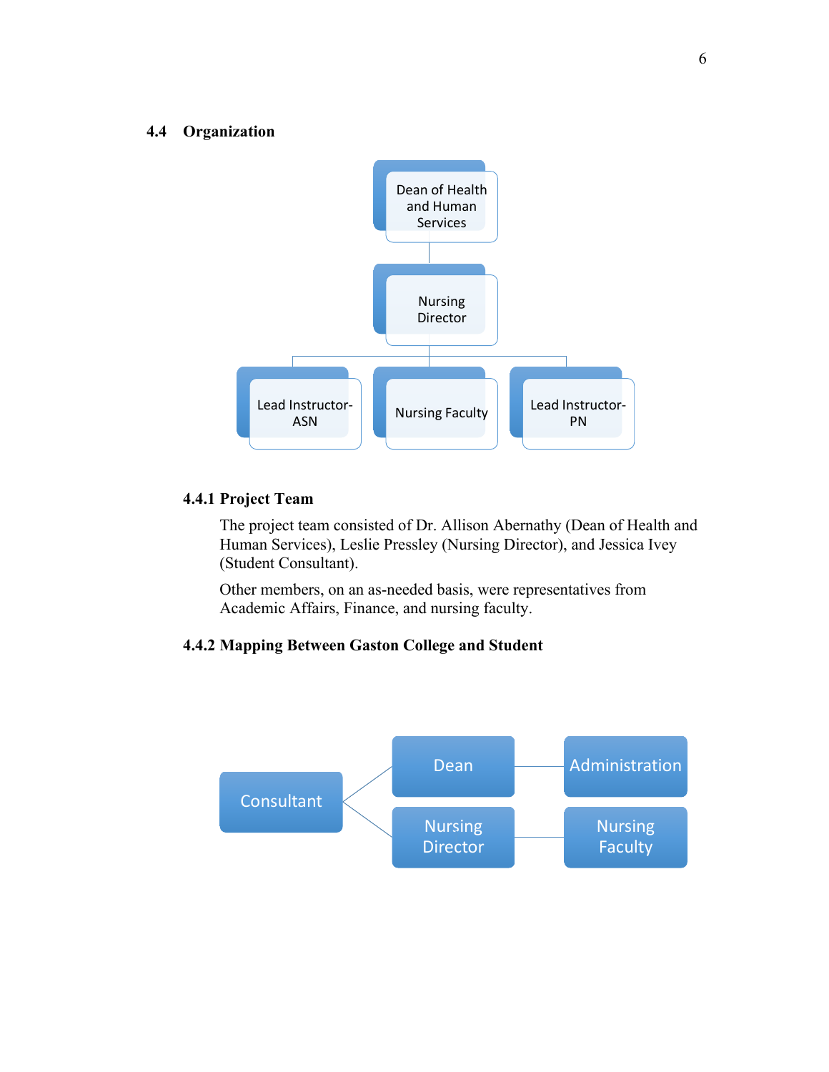## 4.4 Organization

Dean of Health and Human Services

Nursing Director

Lead Instructor-ASN

Nursing Faculty

Lead Instructor-PN

### 4.4.1 Project Team

The project team consisted of Dr. Allison Abernathy (Dean of Health and Human Services), Leslie Pressley (Nursing Director), and Jessica Ivey (Student Consultant).

Other members, on an as-needed basis, were representatives from Academic Affairs, Finance, and nursing faculty.

### 4.4.2 Mapping Between Gaston College and Student

Consultant

Dean

Administration

Nursing Director

Nursing Faculty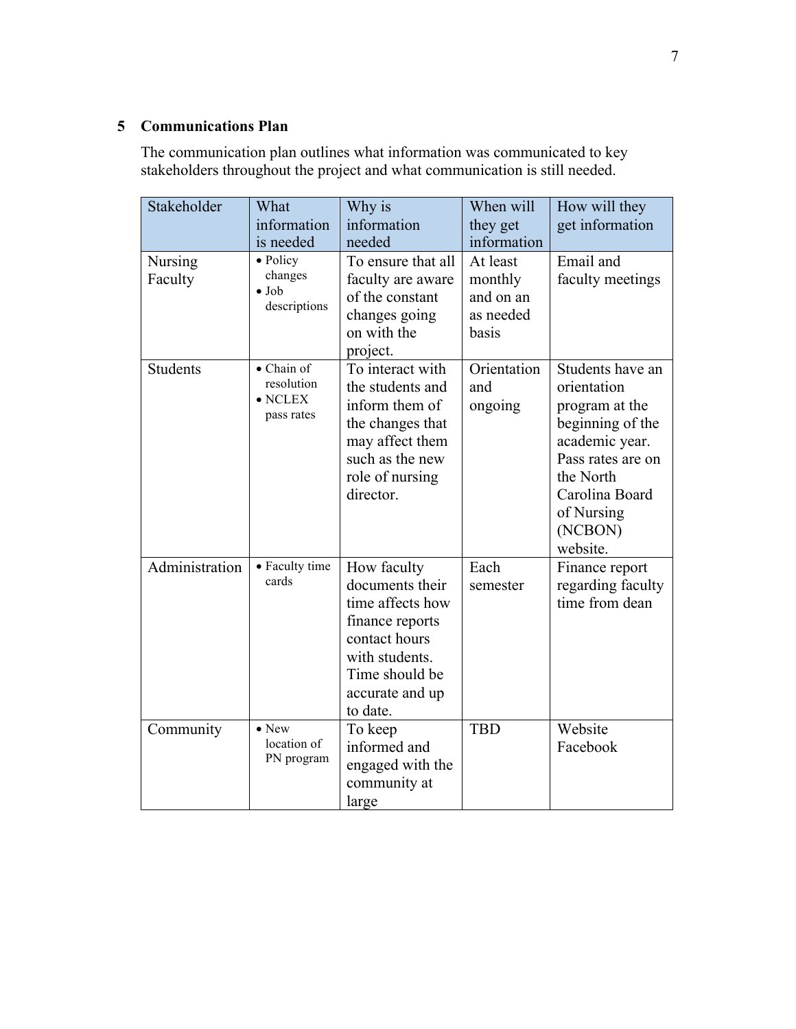## 5 Communications Plan

The communication plan outlines what information was communicated to key stakeholders throughout the project and what communication is still needed.

| Stakeholder | What information is needed | Why is information needed | When will they get information | How will they get information |
|---|---|---|---|---|
| Nursing Faculty | • Policy changes<br>• Job descriptions | To ensure that all faculty are aware of the constant changes going on with the project. | At least monthly and on an as needed basis | Email and faculty meetings |
| Students | • Chain of resolution<br>• NCLEX pass rates | To interact with the students and inform them of the changes that may affect them such as the new role of nursing director. | Orientation and ongoing | Students have an orientation program at the beginning of the academic year. Pass rates are on the North Carolina Board of Nursing (NCBON) website. |
| Administration | • Faculty time cards | How faculty documents their time affects how finance reports contact hours with students. Time should be accurate and up to date. | Each semester | Finance report regarding faculty time from dean |
| Community | • New location of PN program | To keep informed and engaged with the community at large | TBD | Website<br>Facebook |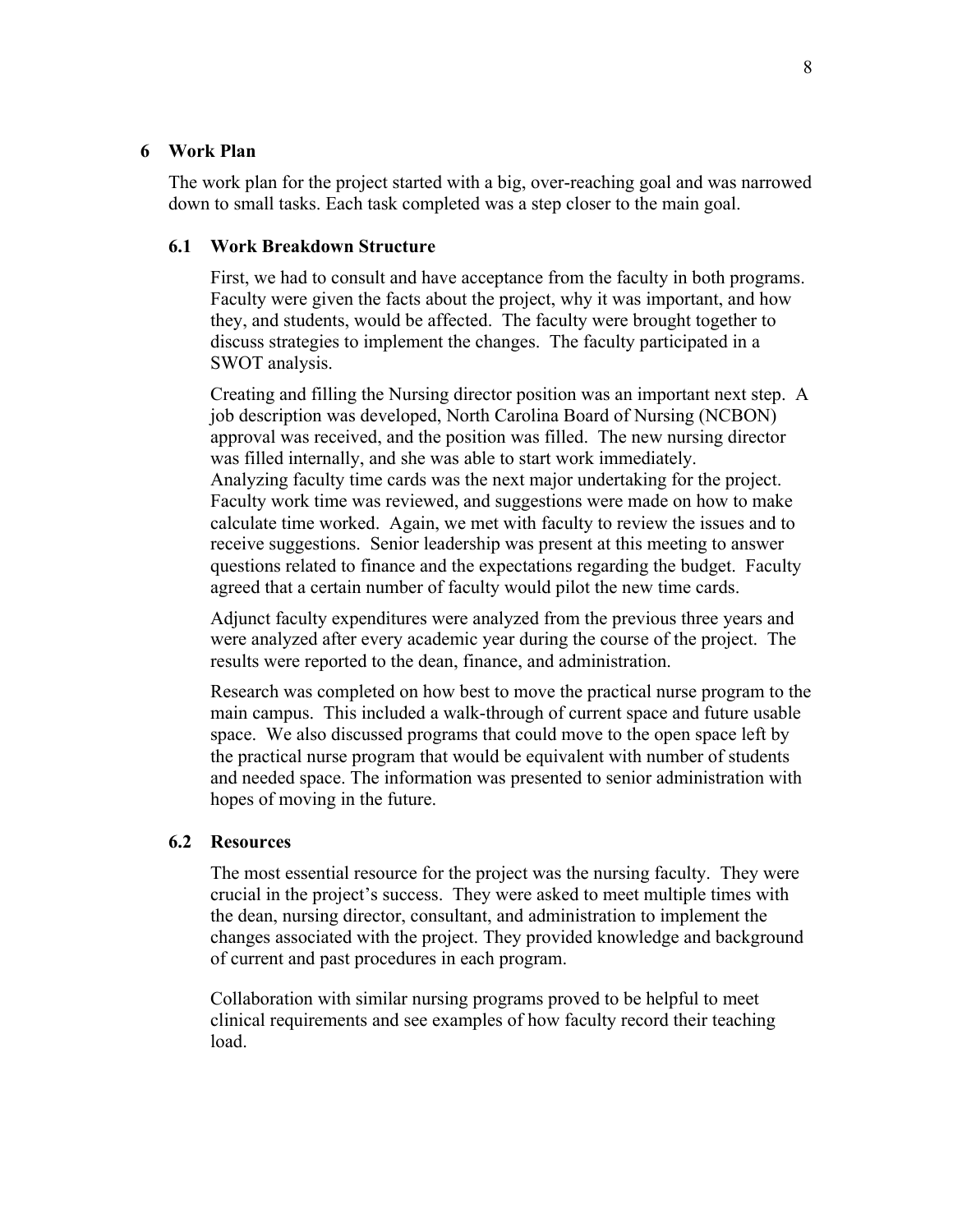## 6 Work Plan

The work plan for the project started with a big, over-reaching goal and was narrowed down to small tasks. Each task completed was a step closer to the main goal.

### 6.1 Work Breakdown Structure

First, we had to consult and have acceptance from the faculty in both programs. Faculty were given the facts about the project, why it was important, and how they, and students, would be affected. The faculty were brought together to discuss strategies to implement the changes. The faculty participated in a SWOT analysis.

Creating and filling the Nursing director position was an important next step. A job description was developed, North Carolina Board of Nursing (NCBON) approval was received, and the position was filled. The new nursing director was filled internally, and she was able to start work immediately. Analyzing faculty time cards was the next major undertaking for the project. Faculty work time was reviewed, and suggestions were made on how to make calculate time worked. Again, we met with faculty to review the issues and to receive suggestions. Senior leadership was present at this meeting to answer questions related to finance and the expectations regarding the budget. Faculty agreed that a certain number of faculty would pilot the new time cards.

Adjunct faculty expenditures were analyzed from the previous three years and were analyzed after every academic year during the course of the project. The results were reported to the dean, finance, and administration.

Research was completed on how best to move the practical nurse program to the main campus. This included a walk-through of current space and future usable space. We also discussed programs that could move to the open space left by the practical nurse program that would be equivalent with number of students and needed space. The information was presented to senior administration with hopes of moving in the future.

### 6.2 Resources

The most essential resource for the project was the nursing faculty. They were crucial in the project's success. They were asked to meet multiple times with the dean, nursing director, consultant, and administration to implement the changes associated with the project. They provided knowledge and background of current and past procedures in each program.

Collaboration with similar nursing programs proved to be helpful to meet clinical requirements and see examples of how faculty record their teaching load.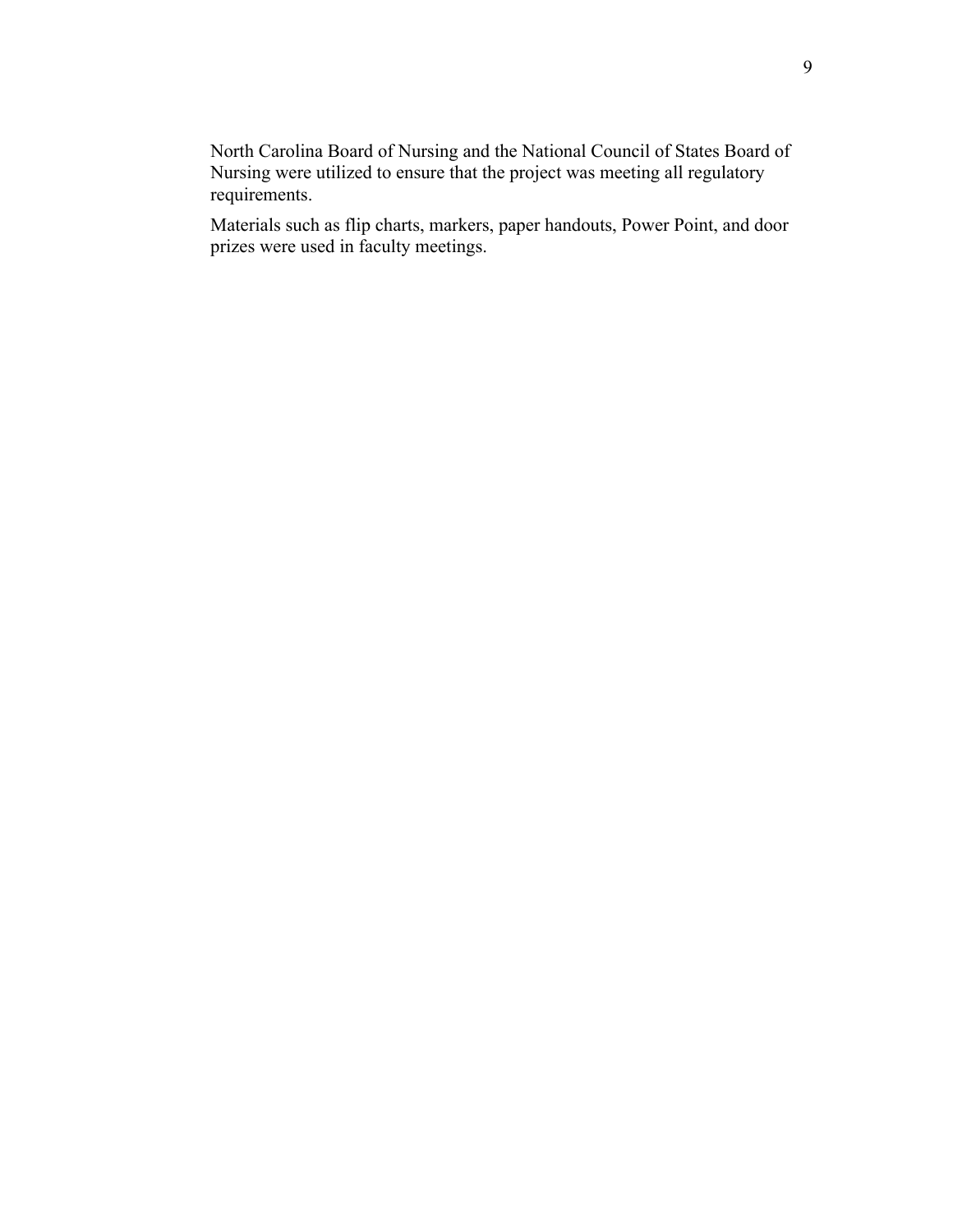North Carolina Board of Nursing and the National Council of States Board of Nursing were utilized to ensure that the project was meeting all regulatory requirements.

Materials such as flip charts, markers, paper handouts, Power Point, and door prizes were used in faculty meetings.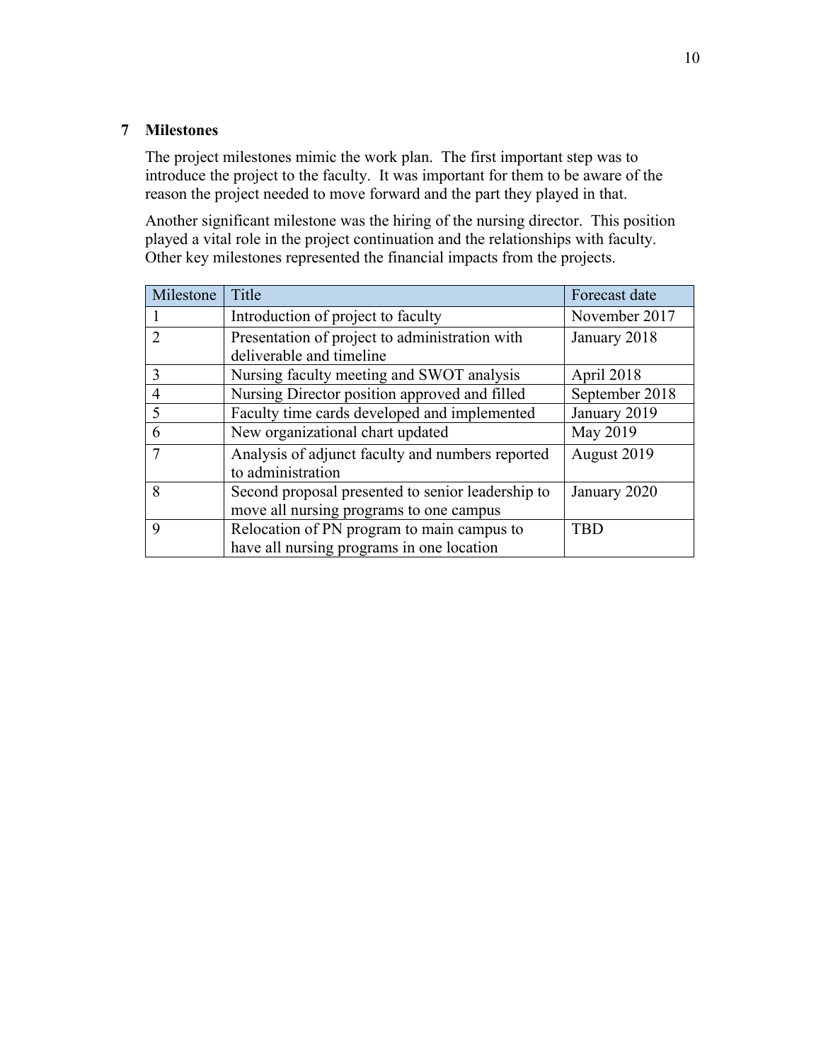## 7 Milestones

The project milestones mimic the work plan. The first important step was to introduce the project to the faculty. It was important for them to be aware of the reason the project needed to move forward and the part they played in that.

Another significant milestone was the hiring of the nursing director. This position played a vital role in the project continuation and the relationships with faculty. Other key milestones represented the financial impacts from the projects.

| Milestone | Title | Forecast date |
|---|---|---|
| 1 | Introduction of project to faculty | November 2017 |
| 2 | Presentation of project to administration with deliverable and timeline | January 2018 |
| 3 | Nursing faculty meeting and SWOT analysis | April 2018 |
| 4 | Nursing Director position approved and filled | September 2018 |
| 5 | Faculty time cards developed and implemented | January 2019 |
| 6 | New organizational chart updated | May 2019 |
| 7 | Analysis of adjunct faculty and numbers reported to administration | August 2019 |
| 8 | Second proposal presented to senior leadership to move all nursing programs to one campus | January 2020 |
| 9 | Relocation of PN program to main campus to have all nursing programs in one location | TBD |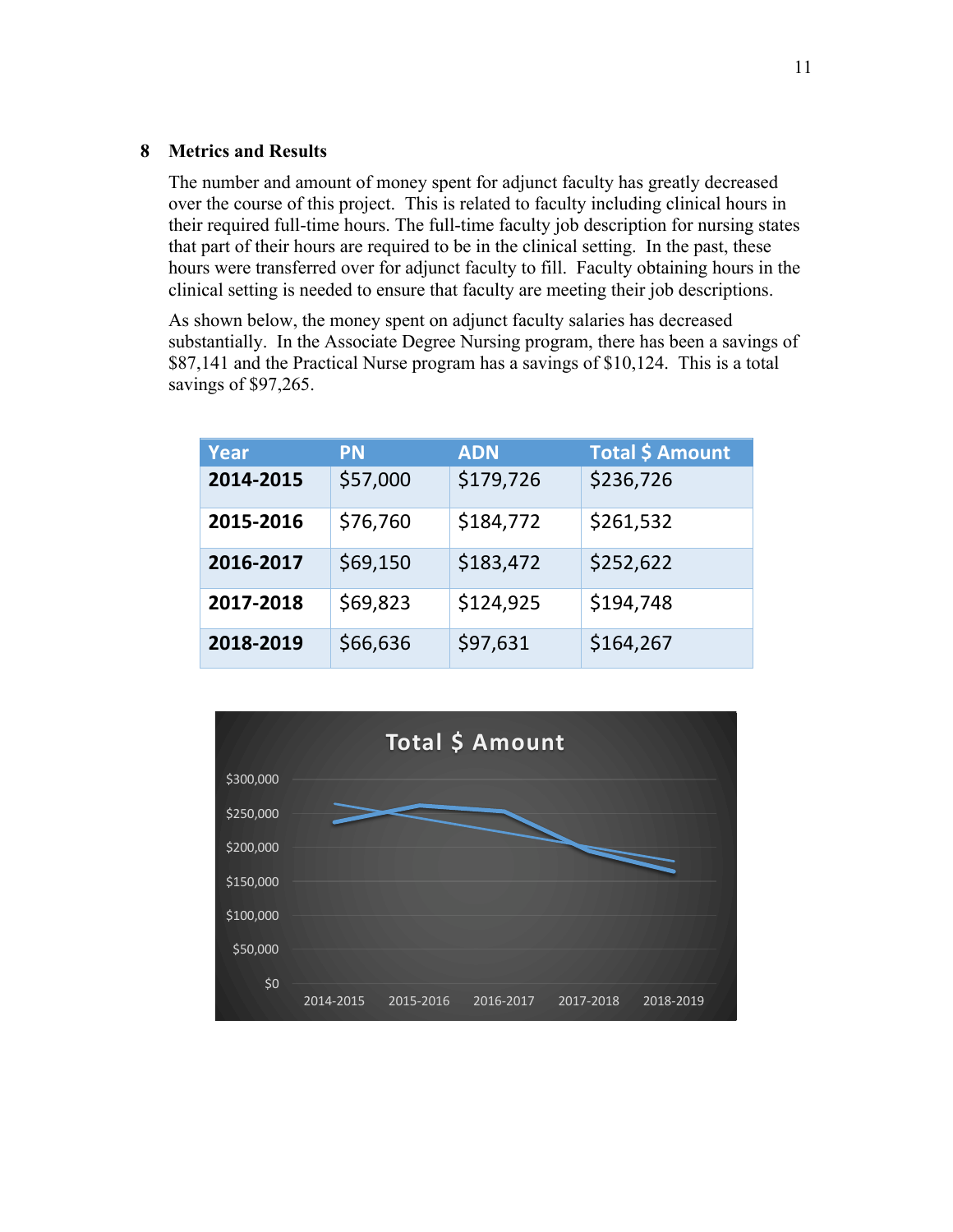## 8 Metrics and Results

The number and amount of money spent for adjunct faculty has greatly decreased over the course of this project. This is related to faculty including clinical hours in their required full-time hours. The full-time faculty job description for nursing states that part of their hours are required to be in the clinical setting. In the past, these hours were transferred over for adjunct faculty to fill. Faculty obtaining hours in the clinical setting is needed to ensure that faculty are meeting their job descriptions.

As shown below, the money spent on adjunct faculty salaries has decreased substantially. In the Associate Degree Nursing program, there has been a savings of $87,141 and the Practical Nurse program has a savings of $10,124. This is a total savings of $97,265.

| Year | PN | ADN | Total $ Amount |
|---|---|---|---|
| **2014-2015** | $57,000 | $179,726 | $236,726 |
| **2015-2016** | $76,760 | $184,772 | $261,532 |
| **2016-2017** | $69,150 | $183,472 | $252,622 |
| **2017-2018** | $69,823 | $124,925 | $194,748 |
| **2018-2019** | $66,636 | $97,631 | $164,267 |

**Total $ Amount**

| | 2014-2015 | 2015-2016 | 2016-2017 | 2017-2018 | 2018-2019 |
|---|---|---|---|---|---|
| Total $ Amount | $236,726 | $261,532 | $252,622 | $194,748 | $164,267 |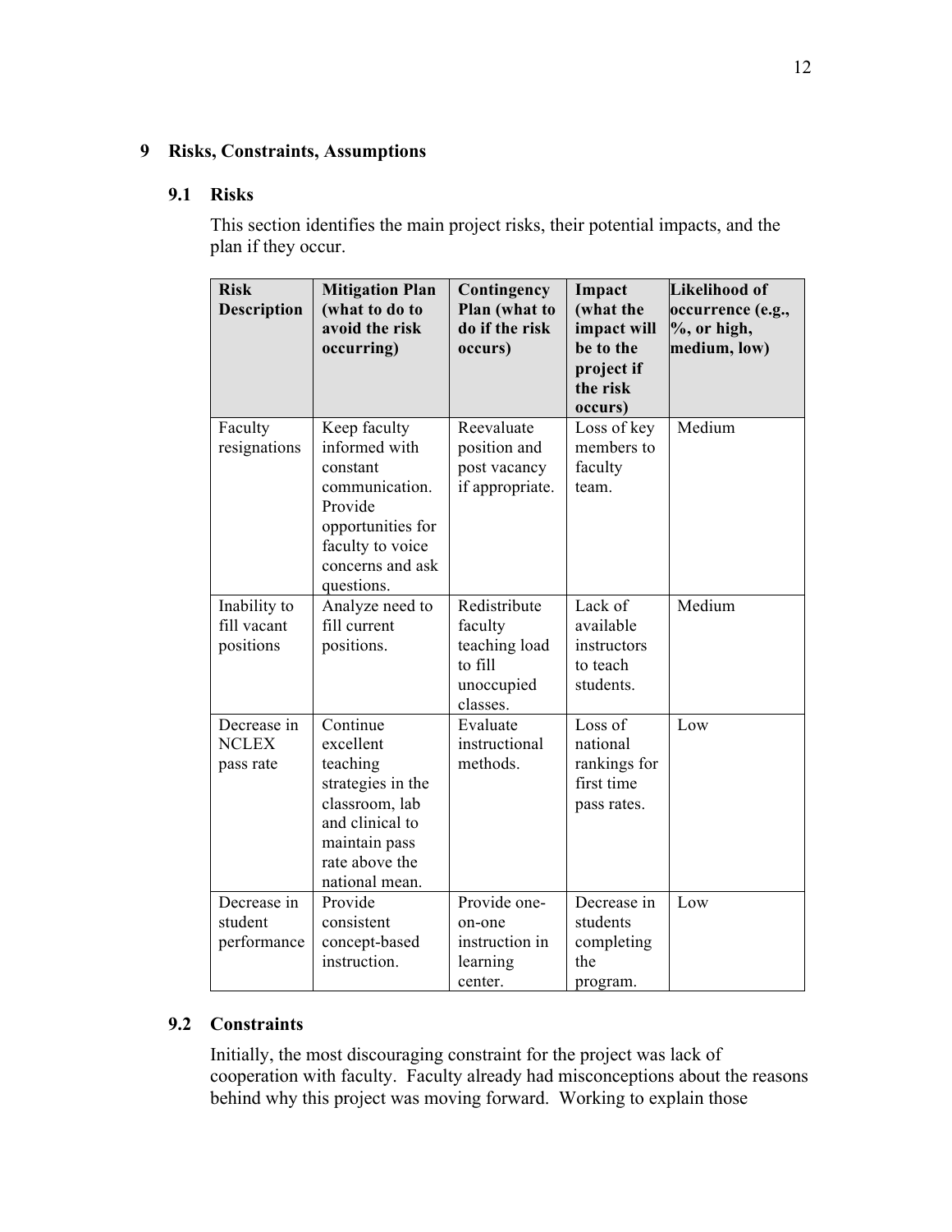## 9 Risks, Constraints, Assumptions

### 9.1 Risks

This section identifies the main project risks, their potential impacts, and the plan if they occur.

| Risk Description | Mitigation Plan (what to do to avoid the risk occurring) | Contingency Plan (what to do if the risk occurs) | Impact (what the impact will be to the project if the risk occurs) | Likelihood of occurrence (e.g., %, or high, medium, low) |
|---|---|---|---|---|
| Faculty resignations | Keep faculty informed with constant communication. Provide opportunities for faculty to voice concerns and ask questions. | Reevaluate position and post vacancy if appropriate. | Loss of key members to faculty team. | Medium |
| Inability to fill vacant positions | Analyze need to fill current positions. | Redistribute faculty teaching load to fill unoccupied classes. | Lack of available instructors to teach students. | Medium |
| Decrease in NCLEX pass rate | Continue excellent teaching strategies in the classroom, lab and clinical to maintain pass rate above the national mean. | Evaluate instructional methods. | Loss of national rankings for first time pass rates. | Low |
| Decrease in student performance | Provide consistent concept-based instruction. | Provide one-on-one instruction in learning center. | Decrease in students completing the program. | Low |

### 9.2 Constraints

Initially, the most discouraging constraint for the project was lack of cooperation with faculty. Faculty already had misconceptions about the reasons behind why this project was moving forward. Working to explain those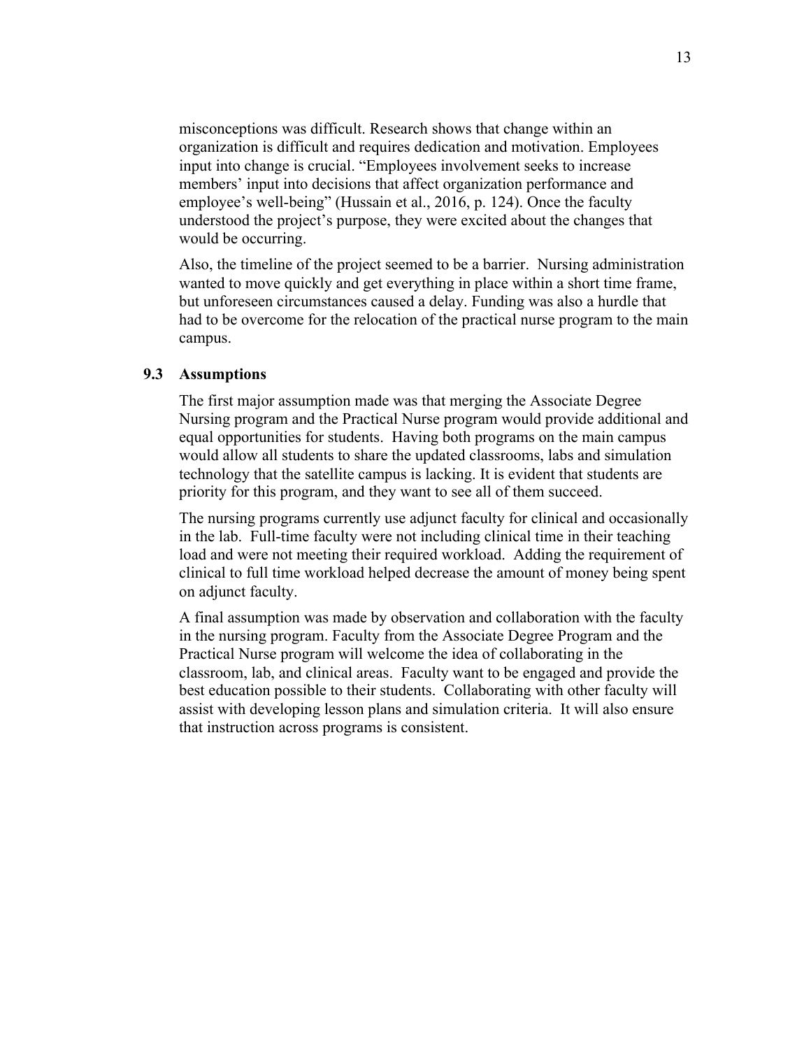misconceptions was difficult. Research shows that change within an organization is difficult and requires dedication and motivation. Employees input into change is crucial. “Employees involvement seeks to increase members’ input into decisions that affect organization performance and employee’s well-being” (Hussain et al., 2016, p. 124). Once the faculty understood the project’s purpose, they were excited about the changes that would be occurring.

Also, the timeline of the project seemed to be a barrier. Nursing administration wanted to move quickly and get everything in place within a short time frame, but unforeseen circumstances caused a delay. Funding was also a hurdle that had to be overcome for the relocation of the practical nurse program to the main campus.

### 9.3 Assumptions

The first major assumption made was that merging the Associate Degree Nursing program and the Practical Nurse program would provide additional and equal opportunities for students. Having both programs on the main campus would allow all students to share the updated classrooms, labs and simulation technology that the satellite campus is lacking. It is evident that students are priority for this program, and they want to see all of them succeed.

The nursing programs currently use adjunct faculty for clinical and occasionally in the lab. Full-time faculty were not including clinical time in their teaching load and were not meeting their required workload. Adding the requirement of clinical to full time workload helped decrease the amount of money being spent on adjunct faculty.

A final assumption was made by observation and collaboration with the faculty in the nursing program. Faculty from the Associate Degree Program and the Practical Nurse program will welcome the idea of collaborating in the classroom, lab, and clinical areas. Faculty want to be engaged and provide the best education possible to their students. Collaborating with other faculty will assist with developing lesson plans and simulation criteria. It will also ensure that instruction across programs is consistent.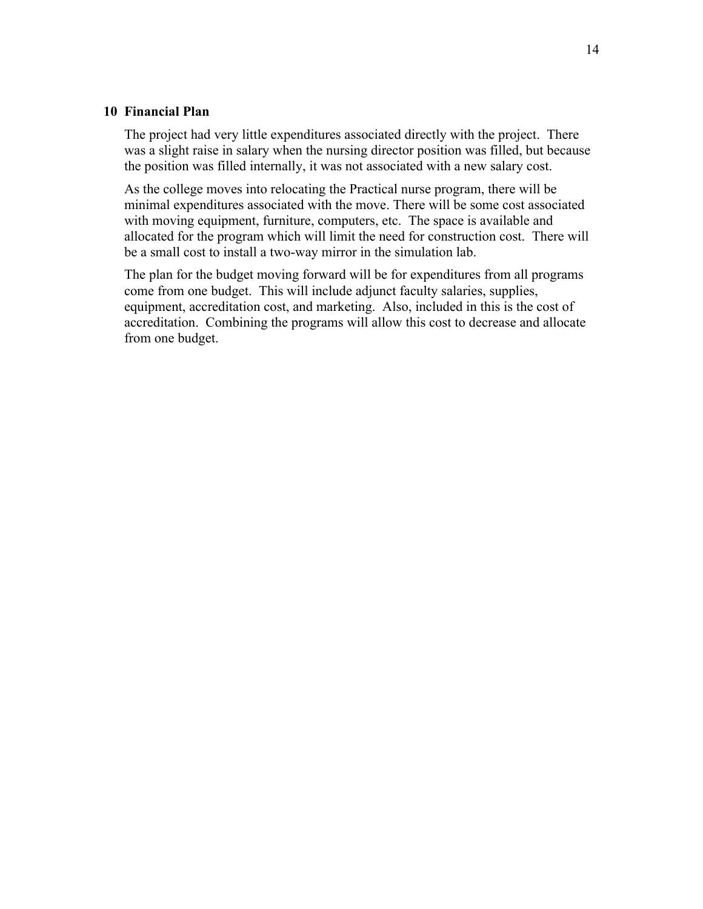## 10 Financial Plan

The project had very little expenditures associated directly with the project. There was a slight raise in salary when the nursing director position was filled, but because the position was filled internally, it was not associated with a new salary cost.

As the college moves into relocating the Practical nurse program, there will be minimal expenditures associated with the move. There will be some cost associated with moving equipment, furniture, computers, etc. The space is available and allocated for the program which will limit the need for construction cost. There will be a small cost to install a two-way mirror in the simulation lab.

The plan for the budget moving forward will be for expenditures from all programs come from one budget. This will include adjunct faculty salaries, supplies, equipment, accreditation cost, and marketing. Also, included in this is the cost of accreditation. Combining the programs will allow this cost to decrease and allocate from one budget.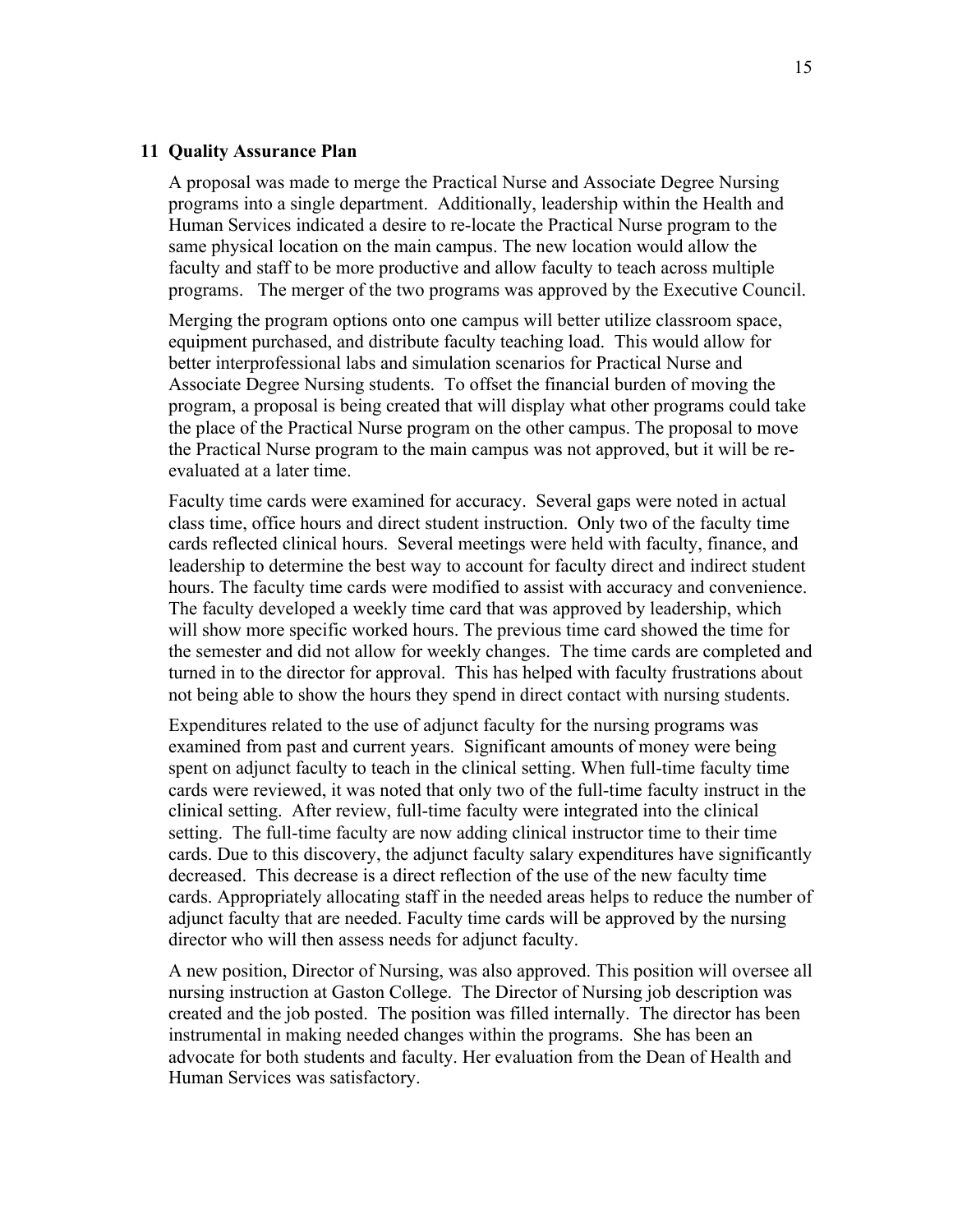## 11 Quality Assurance Plan

A proposal was made to merge the Practical Nurse and Associate Degree Nursing programs into a single department. Additionally, leadership within the Health and Human Services indicated a desire to re-locate the Practical Nurse program to the same physical location on the main campus. The new location would allow the faculty and staff to be more productive and allow faculty to teach across multiple programs. The merger of the two programs was approved by the Executive Council.

Merging the program options onto one campus will better utilize classroom space, equipment purchased, and distribute faculty teaching load. This would allow for better interprofessional labs and simulation scenarios for Practical Nurse and Associate Degree Nursing students. To offset the financial burden of moving the program, a proposal is being created that will display what other programs could take the place of the Practical Nurse program on the other campus. The proposal to move the Practical Nurse program to the main campus was not approved, but it will be re-evaluated at a later time.

Faculty time cards were examined for accuracy. Several gaps were noted in actual class time, office hours and direct student instruction. Only two of the faculty time cards reflected clinical hours. Several meetings were held with faculty, finance, and leadership to determine the best way to account for faculty direct and indirect student hours. The faculty time cards were modified to assist with accuracy and convenience. The faculty developed a weekly time card that was approved by leadership, which will show more specific worked hours. The previous time card showed the time for the semester and did not allow for weekly changes. The time cards are completed and turned in to the director for approval. This has helped with faculty frustrations about not being able to show the hours they spend in direct contact with nursing students.

Expenditures related to the use of adjunct faculty for the nursing programs was examined from past and current years. Significant amounts of money were being spent on adjunct faculty to teach in the clinical setting. When full-time faculty time cards were reviewed, it was noted that only two of the full-time faculty instruct in the clinical setting. After review, full-time faculty were integrated into the clinical setting. The full-time faculty are now adding clinical instructor time to their time cards. Due to this discovery, the adjunct faculty salary expenditures have significantly decreased. This decrease is a direct reflection of the use of the new faculty time cards. Appropriately allocating staff in the needed areas helps to reduce the number of adjunct faculty that are needed. Faculty time cards will be approved by the nursing director who will then assess needs for adjunct faculty.

A new position, Director of Nursing, was also approved. This position will oversee all nursing instruction at Gaston College. The Director of Nursing job description was created and the job posted. The position was filled internally. The director has been instrumental in making needed changes within the programs. She has been an advocate for both students and faculty. Her evaluation from the Dean of Health and Human Services was satisfactory.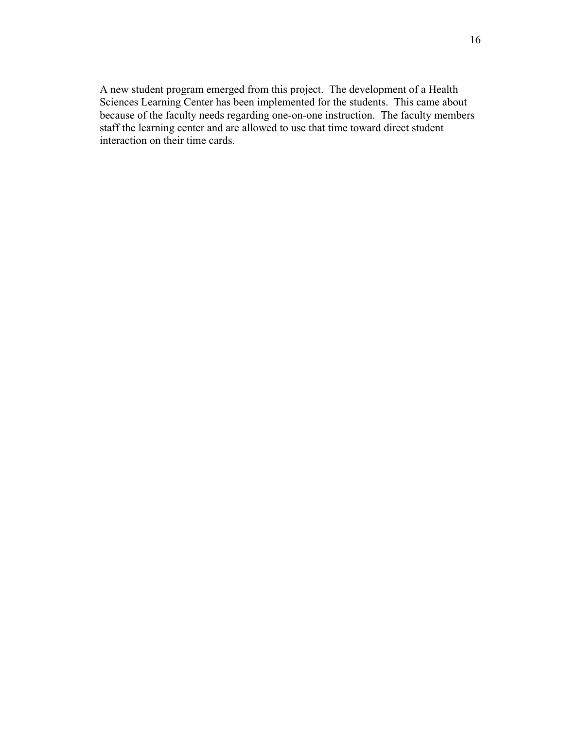A new student program emerged from this project. The development of a Health Sciences Learning Center has been implemented for the students. This came about because of the faculty needs regarding one-on-one instruction. The faculty members staff the learning center and are allowed to use that time toward direct student interaction on their time cards.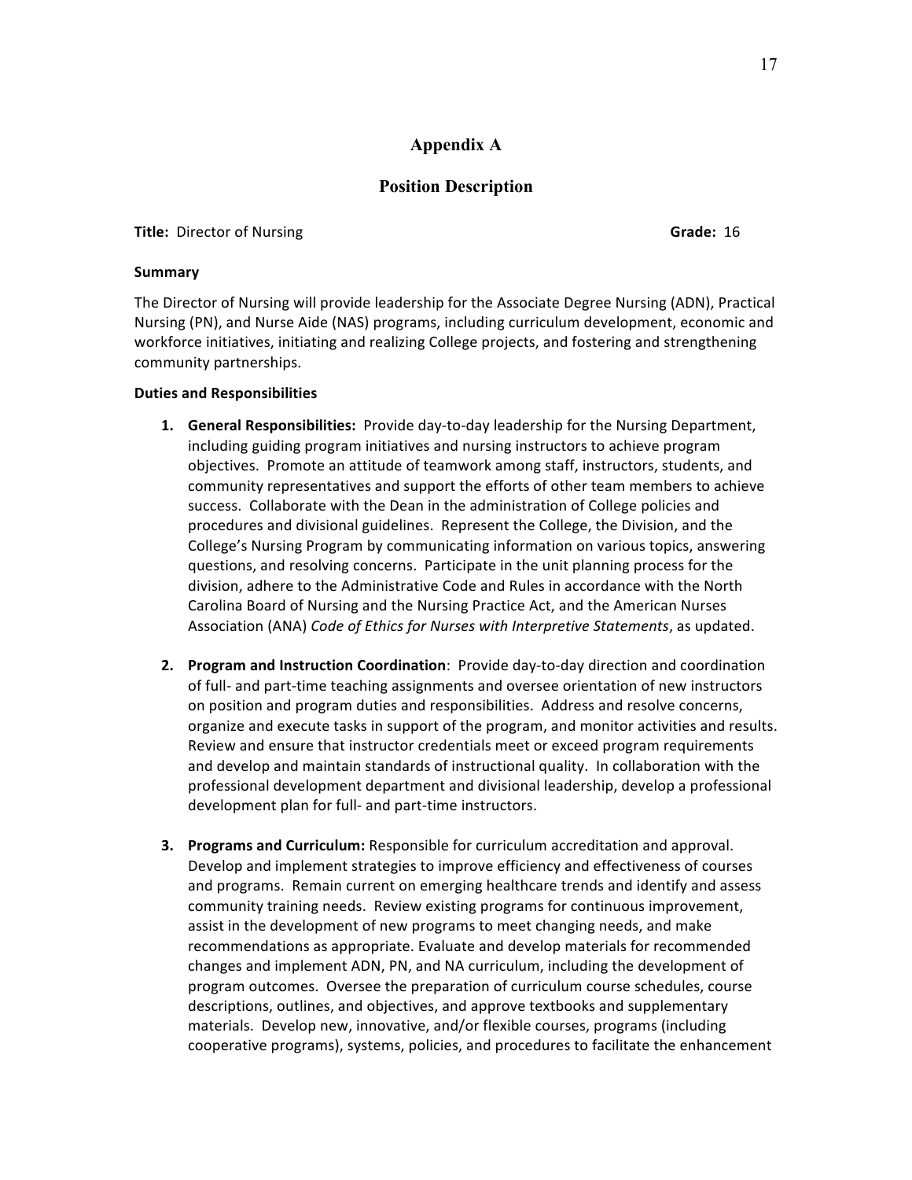# Appendix A

## Position Description

**Title:** Director of Nursing **Grade:** 16

**Summary**

The Director of Nursing will provide leadership for the Associate Degree Nursing (ADN), Practical Nursing (PN), and Nurse Aide (NAS) programs, including curriculum development, economic and workforce initiatives, initiating and realizing College projects, and fostering and strengthening community partnerships.

**Duties and Responsibilities**

1. **General Responsibilities:** Provide day-to-day leadership for the Nursing Department, including guiding program initiatives and nursing instructors to achieve program objectives. Promote an attitude of teamwork among staff, instructors, students, and community representatives and support the efforts of other team members to achieve success. Collaborate with the Dean in the administration of College policies and procedures and divisional guidelines. Represent the College, the Division, and the College's Nursing Program by communicating information on various topics, answering questions, and resolving concerns. Participate in the unit planning process for the division, adhere to the Administrative Code and Rules in accordance with the North Carolina Board of Nursing and the Nursing Practice Act, and the American Nurses Association (ANA) *Code of Ethics for Nurses with Interpretive Statements*, as updated.

2. **Program and Instruction Coordination**: Provide day-to-day direction and coordination of full- and part-time teaching assignments and oversee orientation of new instructors on position and program duties and responsibilities. Address and resolve concerns, organize and execute tasks in support of the program, and monitor activities and results. Review and ensure that instructor credentials meet or exceed program requirements and develop and maintain standards of instructional quality. In collaboration with the professional development department and divisional leadership, develop a professional development plan for full- and part-time instructors.

3. **Programs and Curriculum:** Responsible for curriculum accreditation and approval. Develop and implement strategies to improve efficiency and effectiveness of courses and programs. Remain current on emerging healthcare trends and identify and assess community training needs. Review existing programs for continuous improvement, assist in the development of new programs to meet changing needs, and make recommendations as appropriate. Evaluate and develop materials for recommended changes and implement ADN, PN, and NA curriculum, including the development of program outcomes. Oversee the preparation of curriculum course schedules, course descriptions, outlines, and objectives, and approve textbooks and supplementary materials. Develop new, innovative, and/or flexible courses, programs (including cooperative programs), systems, policies, and procedures to facilitate the enhancement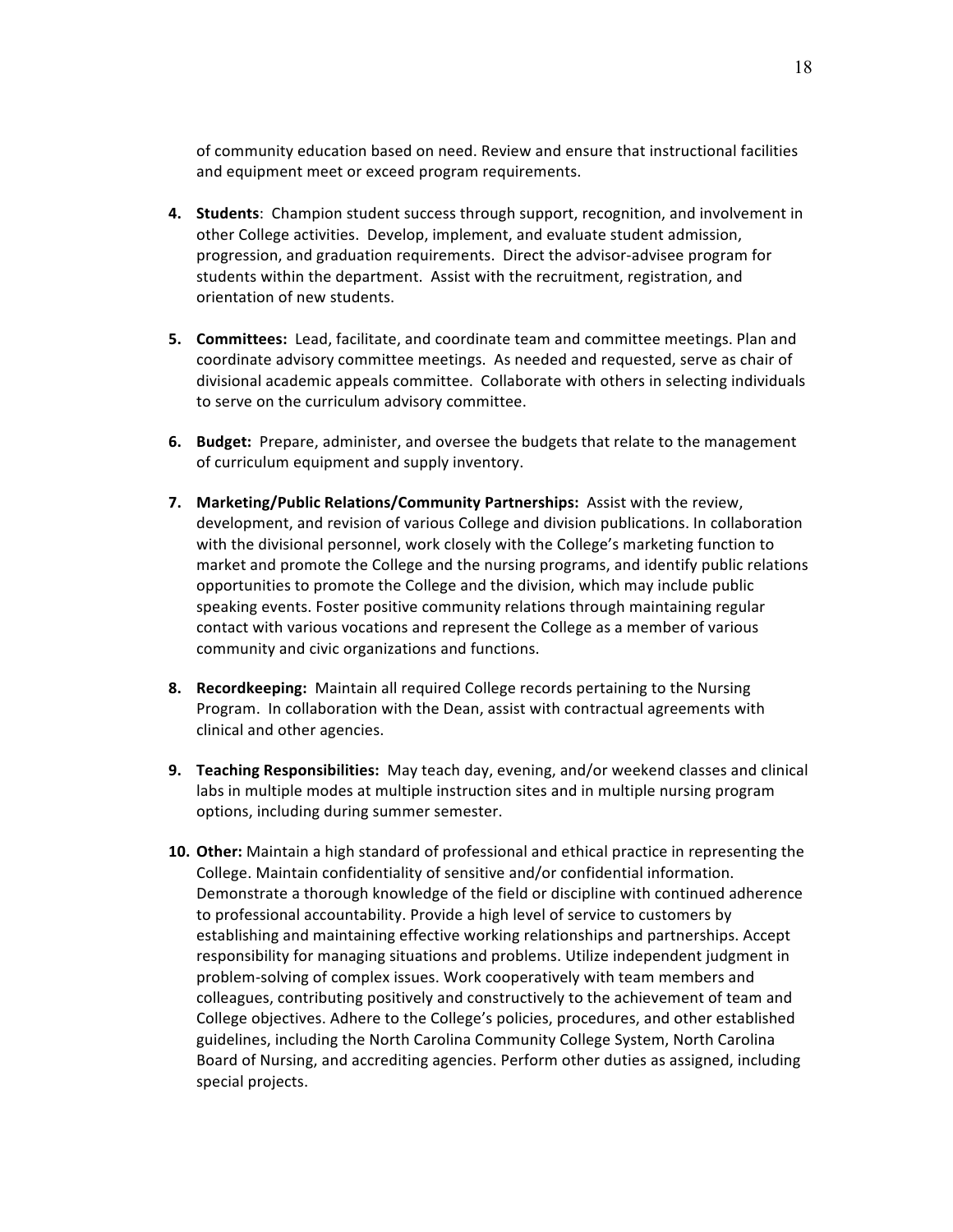of community education based on need. Review and ensure that instructional facilities and equipment meet or exceed program requirements.

4. **Students**: Champion student success through support, recognition, and involvement in other College activities. Develop, implement, and evaluate student admission, progression, and graduation requirements. Direct the advisor-advisee program for students within the department. Assist with the recruitment, registration, and orientation of new students.

5. **Committees:** Lead, facilitate, and coordinate team and committee meetings. Plan and coordinate advisory committee meetings. As needed and requested, serve as chair of divisional academic appeals committee. Collaborate with others in selecting individuals to serve on the curriculum advisory committee.

6. **Budget:** Prepare, administer, and oversee the budgets that relate to the management of curriculum equipment and supply inventory.

7. **Marketing/Public Relations/Community Partnerships:** Assist with the review, development, and revision of various College and division publications. In collaboration with the divisional personnel, work closely with the College's marketing function to market and promote the College and the nursing programs, and identify public relations opportunities to promote the College and the division, which may include public speaking events. Foster positive community relations through maintaining regular contact with various vocations and represent the College as a member of various community and civic organizations and functions.

8. **Recordkeeping:** Maintain all required College records pertaining to the Nursing Program. In collaboration with the Dean, assist with contractual agreements with clinical and other agencies.

9. **Teaching Responsibilities:** May teach day, evening, and/or weekend classes and clinical labs in multiple modes at multiple instruction sites and in multiple nursing program options, including during summer semester.

10. **Other:** Maintain a high standard of professional and ethical practice in representing the College. Maintain confidentiality of sensitive and/or confidential information. Demonstrate a thorough knowledge of the field or discipline with continued adherence to professional accountability. Provide a high level of service to customers by establishing and maintaining effective working relationships and partnerships. Accept responsibility for managing situations and problems. Utilize independent judgment in problem-solving of complex issues. Work cooperatively with team members and colleagues, contributing positively and constructively to the achievement of team and College objectives. Adhere to the College's policies, procedures, and other established guidelines, including the North Carolina Community College System, North Carolina Board of Nursing, and accrediting agencies. Perform other duties as assigned, including special projects.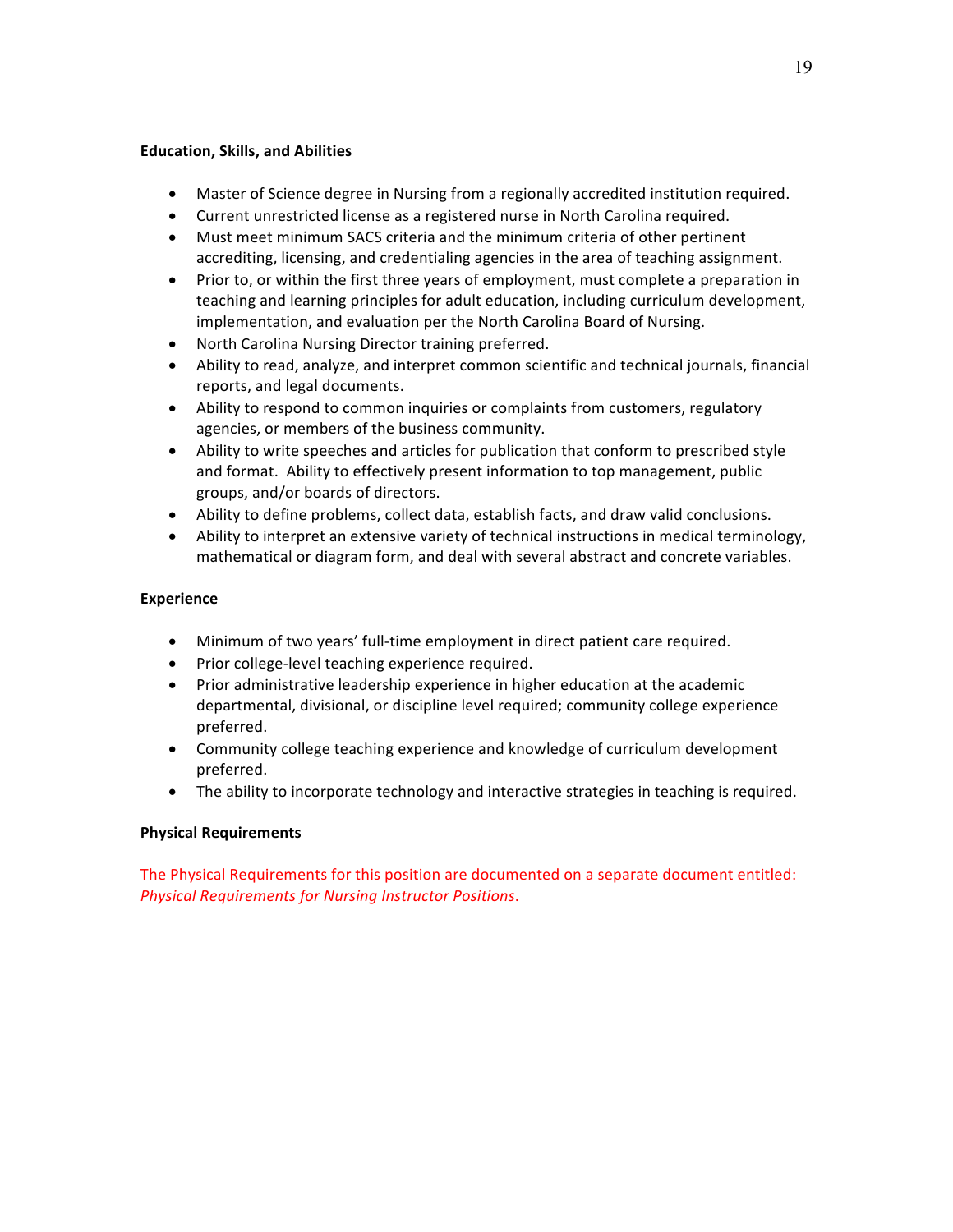**Education, Skills, and Abilities**

- Master of Science degree in Nursing from a regionally accredited institution required.
- Current unrestricted license as a registered nurse in North Carolina required.
- Must meet minimum SACS criteria and the minimum criteria of other pertinent accrediting, licensing, and credentialing agencies in the area of teaching assignment.
- Prior to, or within the first three years of employment, must complete a preparation in teaching and learning principles for adult education, including curriculum development, implementation, and evaluation per the North Carolina Board of Nursing.
- North Carolina Nursing Director training preferred.
- Ability to read, analyze, and interpret common scientific and technical journals, financial reports, and legal documents.
- Ability to respond to common inquiries or complaints from customers, regulatory agencies, or members of the business community.
- Ability to write speeches and articles for publication that conform to prescribed style and format. Ability to effectively present information to top management, public groups, and/or boards of directors.
- Ability to define problems, collect data, establish facts, and draw valid conclusions.
- Ability to interpret an extensive variety of technical instructions in medical terminology, mathematical or diagram form, and deal with several abstract and concrete variables.

**Experience**

- Minimum of two years' full-time employment in direct patient care required.
- Prior college-level teaching experience required.
- Prior administrative leadership experience in higher education at the academic departmental, divisional, or discipline level required; community college experience preferred.
- Community college teaching experience and knowledge of curriculum development preferred.
- The ability to incorporate technology and interactive strategies in teaching is required.

**Physical Requirements**

The Physical Requirements for this position are documented on a separate document entitled: *Physical Requirements for Nursing Instructor Positions*.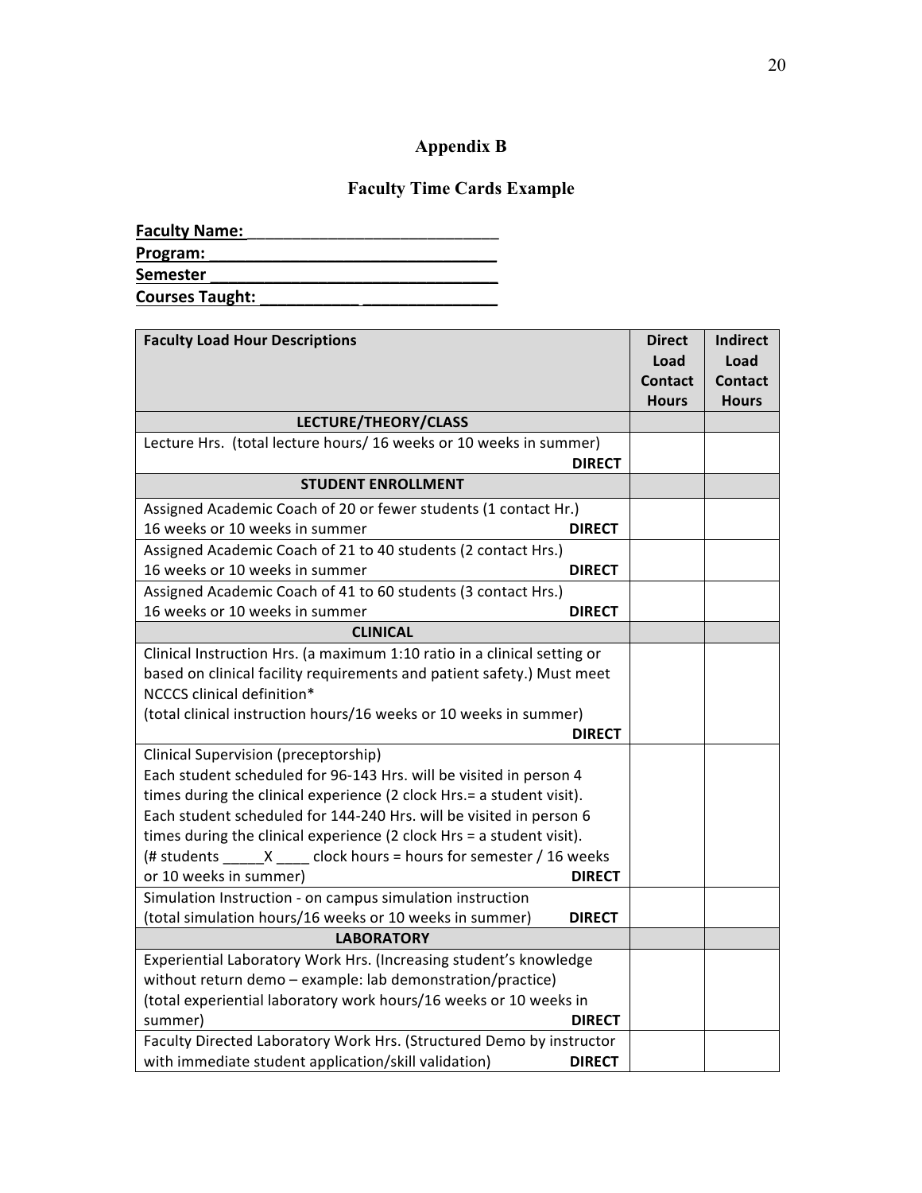# Appendix B

## Faculty Time Cards Example

**Faculty Name:**\_\_\_\_\_\_\_\_\_\_\_\_\_\_\_\_\_\_\_\_\_\_\_\_\_\_\_\_
**Program:**\_\_\_\_\_\_\_\_\_\_\_\_\_\_\_\_\_\_\_\_\_\_\_\_\_\_\_\_\_\_\_\_
**Semester** \_\_\_\_\_\_\_\_\_\_\_\_\_\_\_\_\_\_\_\_\_\_\_\_\_\_\_\_\_\_\_\_
**Courses Taught:** \_\_\_\_\_\_\_\_\_\_\_ \_\_\_\_\_\_\_\_\_\_\_\_\_\_\_

| Faculty Load Hour Descriptions | Direct Load Contact Hours | Indirect Load Contact Hours |
|---|---|---|
| **LECTURE/THEORY/CLASS** | | |
| Lecture Hrs. (total lecture hours/ 16 weeks or 10 weeks in summer) **DIRECT** | | |
| **STUDENT ENROLLMENT** | | |
| Assigned Academic Coach of 20 or fewer students (1 contact Hr.) 16 weeks or 10 weeks in summer **DIRECT** | | |
| Assigned Academic Coach of 21 to 40 students (2 contact Hrs.) 16 weeks or 10 weeks in summer **DIRECT** | | |
| Assigned Academic Coach of 41 to 60 students (3 contact Hrs.) 16 weeks or 10 weeks in summer **DIRECT** | | |
| **CLINICAL** | | |
| Clinical Instruction Hrs. (a maximum 1:10 ratio in a clinical setting or based on clinical facility requirements and patient safety.) Must meet NCCCS clinical definition* (total clinical instruction hours/16 weeks or 10 weeks in summer) **DIRECT** | | |
| Clinical Supervision (preceptorship) Each student scheduled for 96-143 Hrs. will be visited in person 4 times during the clinical experience (2 clock Hrs.= a student visit). Each student scheduled for 144-240 Hrs. will be visited in person 6 times during the clinical experience (2 clock Hrs = a student visit). (# students \_\_\_\_\_X \_\_\_\_ clock hours = hours for semester / 16 weeks or 10 weeks in summer) **DIRECT** | | |
| Simulation Instruction - on campus simulation instruction (total simulation hours/16 weeks or 10 weeks in summer) **DIRECT** | | |
| **LABORATORY** | | |
| Experiential Laboratory Work Hrs. (Increasing student's knowledge without return demo – example: lab demonstration/practice) (total experiential laboratory work hours/16 weeks or 10 weeks in summer) **DIRECT** | | |
| Faculty Directed Laboratory Work Hrs. (Structured Demo by instructor with immediate student application/skill validation) **DIRECT** | | |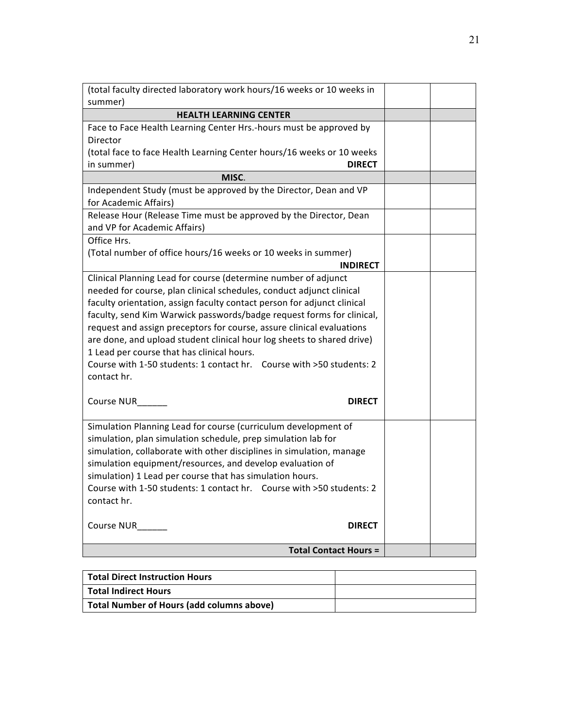| | | |
|---|---|---|
| (total faculty directed laboratory work hours/16 weeks or 10 weeks in summer) | | |
| **HEALTH LEARNING CENTER** | | |
| Face to Face Health Learning Center Hrs.-hours must be approved by Director<br>(total face to face Health Learning Center hours/16 weeks or 10 weeks in summer) **DIRECT** | | |
| **MISC.** | | |
| Independent Study (must be approved by the Director, Dean and VP for Academic Affairs) | | |
| Release Hour (Release Time must be approved by the Director, Dean and VP for Academic Affairs) | | |
| Office Hrs.<br>(Total number of office hours/16 weeks or 10 weeks in summer) **INDIRECT** | | |
| Clinical Planning Lead for course (determine number of adjunct needed for course, plan clinical schedules, conduct adjunct clinical faculty orientation, assign faculty contact person for adjunct clinical faculty, send Kim Warwick passwords/badge request forms for clinical, request and assign preceptors for course, assure clinical evaluations are done, and upload student clinical hour log sheets to shared drive) 1 Lead per course that has clinical hours.<br>Course with 1-50 students: 1 contact hr. Course with >50 students: 2 contact hr.<br><br>Course NUR______ **DIRECT** | | |
| Simulation Planning Lead for course (curriculum development of simulation, plan simulation schedule, prep simulation lab for simulation, collaborate with other disciplines in simulation, manage simulation equipment/resources, and develop evaluation of simulation) 1 Lead per course that has simulation hours.<br>Course with 1-50 students: 1 contact hr. Course with >50 students: 2 contact hr.<br><br>Course NUR______ **DIRECT** | | |
| **Total Contact Hours =** | | |

| | |
|---|---|
| **Total Direct Instruction Hours** | |
| **Total Indirect Hours** | |
| **Total Number of Hours (add columns above)** | |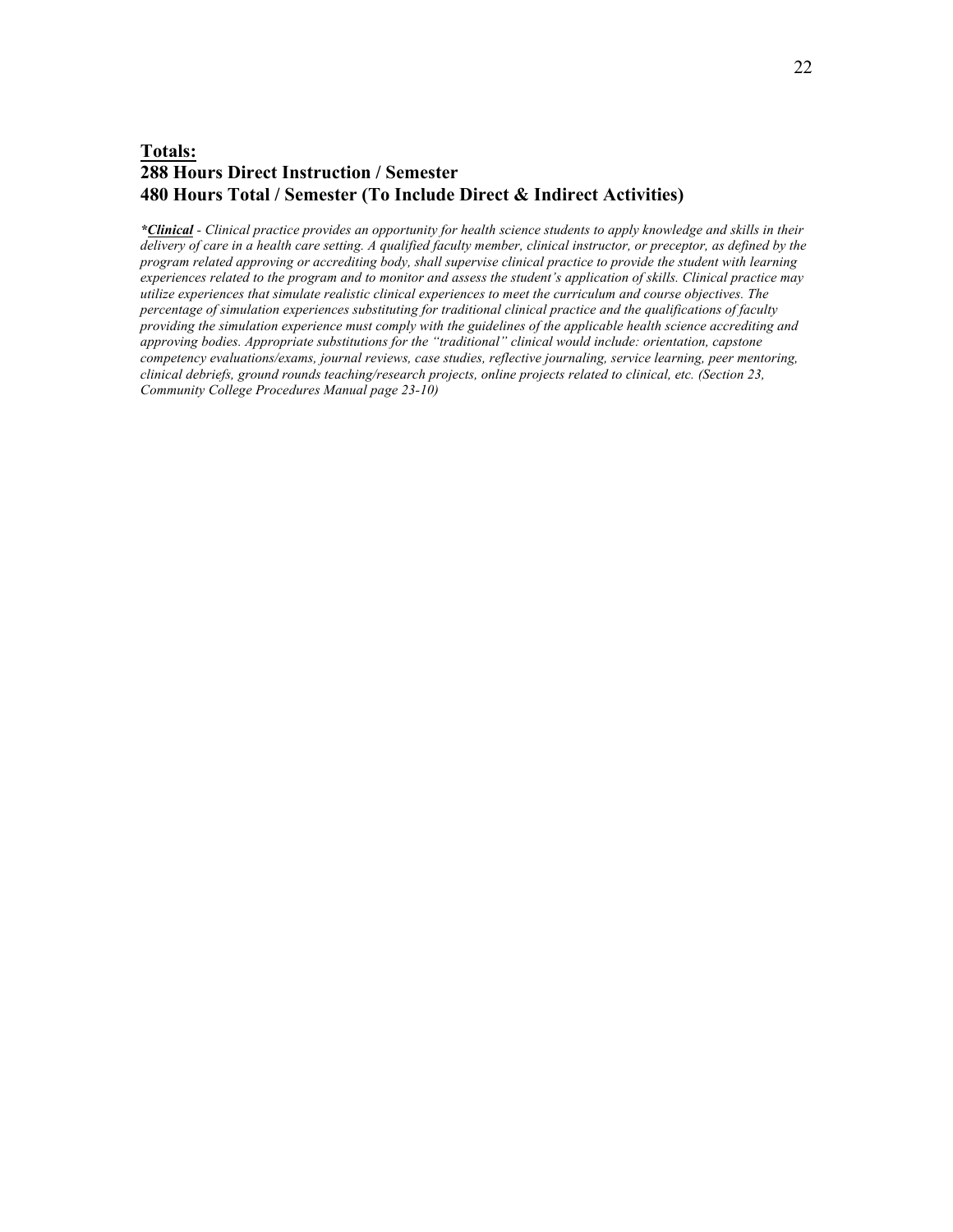**<u>Totals:</u>**
**288 Hours Direct Instruction / Semester**
**480 Hours Total / Semester (To Include Direct & Indirect Activities)**

***<u>Clinical</u>*** *- Clinical practice provides an opportunity for health science students to apply knowledge and skills in their delivery of care in a health care setting. A qualified faculty member, clinical instructor, or preceptor, as defined by the program related approving or accrediting body, shall supervise clinical practice to provide the student with learning experiences related to the program and to monitor and assess the student's application of skills. Clinical practice may utilize experiences that simulate realistic clinical experiences to meet the curriculum and course objectives. The percentage of simulation experiences substituting for traditional clinical practice and the qualifications of faculty providing the simulation experience must comply with the guidelines of the applicable health science accrediting and approving bodies. Appropriate substitutions for the "traditional" clinical would include: orientation, capstone competency evaluations/exams, journal reviews, case studies, reflective journaling, service learning, peer mentoring, clinical debriefs, ground rounds teaching/research projects, online projects related to clinical, etc. (Section 23, Community College Procedures Manual page 23-10)*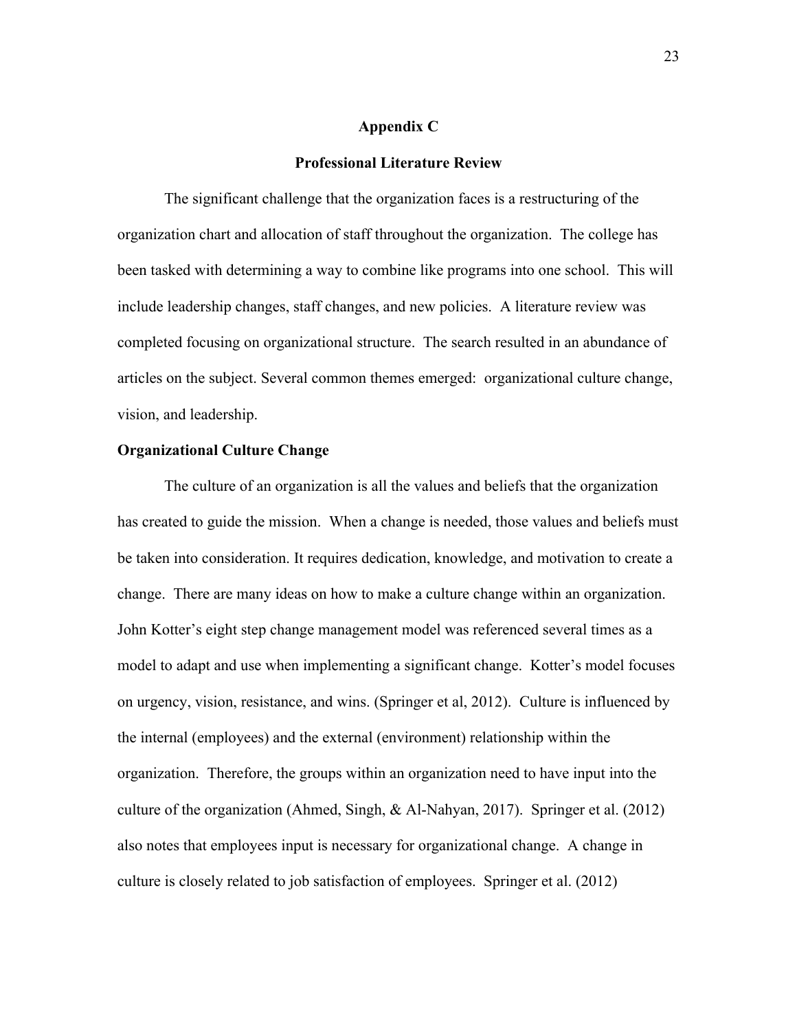# Appendix C

## Professional Literature Review

The significant challenge that the organization faces is a restructuring of the organization chart and allocation of staff throughout the organization. The college has been tasked with determining a way to combine like programs into one school. This will include leadership changes, staff changes, and new policies. A literature review was completed focusing on organizational structure. The search resulted in an abundance of articles on the subject. Several common themes emerged: organizational culture change, vision, and leadership.

### Organizational Culture Change

The culture of an organization is all the values and beliefs that the organization has created to guide the mission. When a change is needed, those values and beliefs must be taken into consideration. It requires dedication, knowledge, and motivation to create a change. There are many ideas on how to make a culture change within an organization. John Kotter's eight step change management model was referenced several times as a model to adapt and use when implementing a significant change. Kotter's model focuses on urgency, vision, resistance, and wins. (Springer et al, 2012). Culture is influenced by the internal (employees) and the external (environment) relationship within the organization. Therefore, the groups within an organization need to have input into the culture of the organization (Ahmed, Singh, & Al-Nahyan, 2017). Springer et al. (2012) also notes that employees input is necessary for organizational change. A change in culture is closely related to job satisfaction of employees. Springer et al. (2012)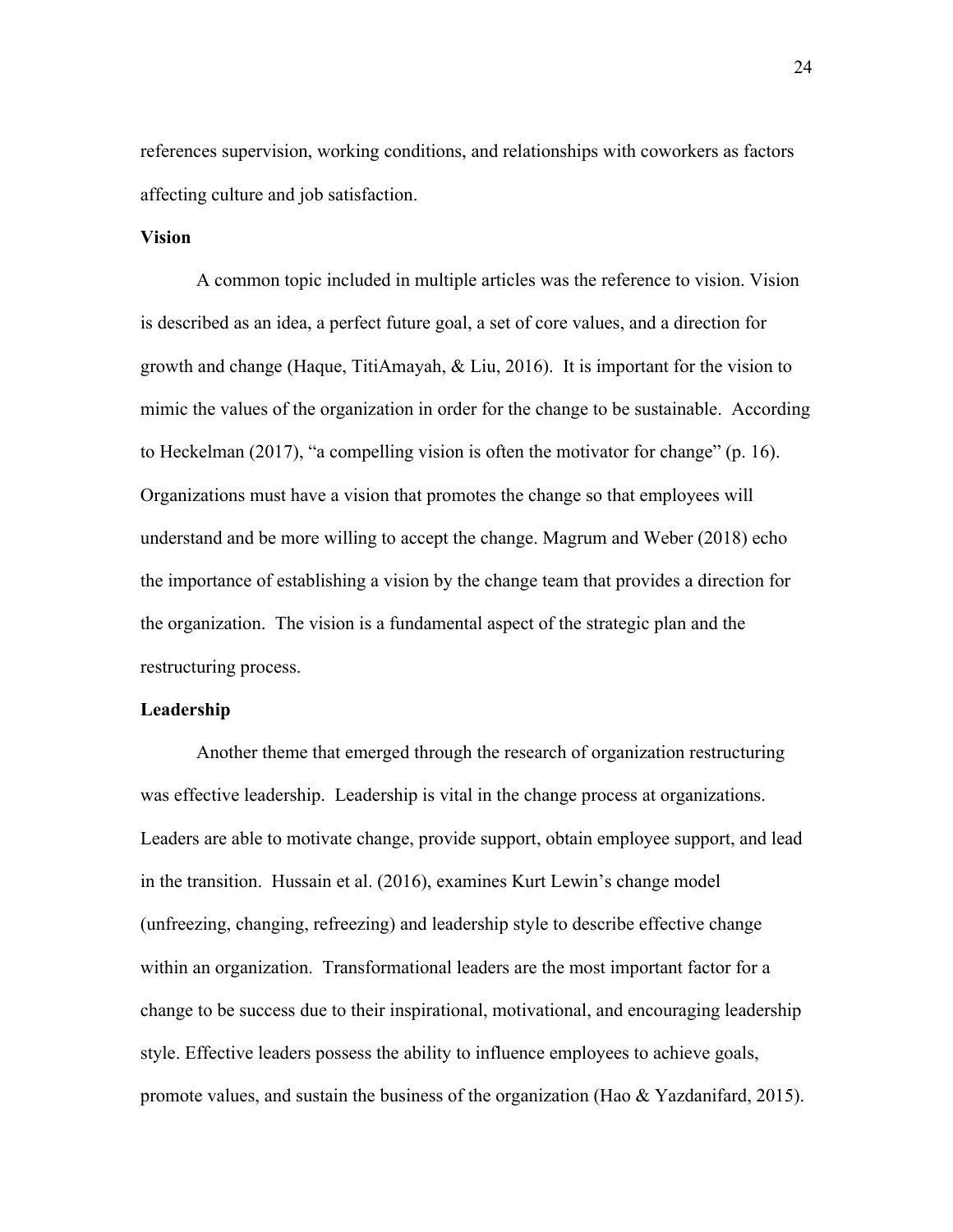references supervision, working conditions, and relationships with coworkers as factors affecting culture and job satisfaction.

**Vision**

A common topic included in multiple articles was the reference to vision. Vision is described as an idea, a perfect future goal, a set of core values, and a direction for growth and change (Haque, TitiAmayah, & Liu, 2016). It is important for the vision to mimic the values of the organization in order for the change to be sustainable. According to Heckelman (2017), "a compelling vision is often the motivator for change" (p. 16). Organizations must have a vision that promotes the change so that employees will understand and be more willing to accept the change. Magrum and Weber (2018) echo the importance of establishing a vision by the change team that provides a direction for the organization. The vision is a fundamental aspect of the strategic plan and the restructuring process.

**Leadership**

Another theme that emerged through the research of organization restructuring was effective leadership. Leadership is vital in the change process at organizations. Leaders are able to motivate change, provide support, obtain employee support, and lead in the transition. Hussain et al. (2016), examines Kurt Lewin's change model (unfreezing, changing, refreezing) and leadership style to describe effective change within an organization. Transformational leaders are the most important factor for a change to be success due to their inspirational, motivational, and encouraging leadership style. Effective leaders possess the ability to influence employees to achieve goals, promote values, and sustain the business of the organization (Hao & Yazdanifard, 2015).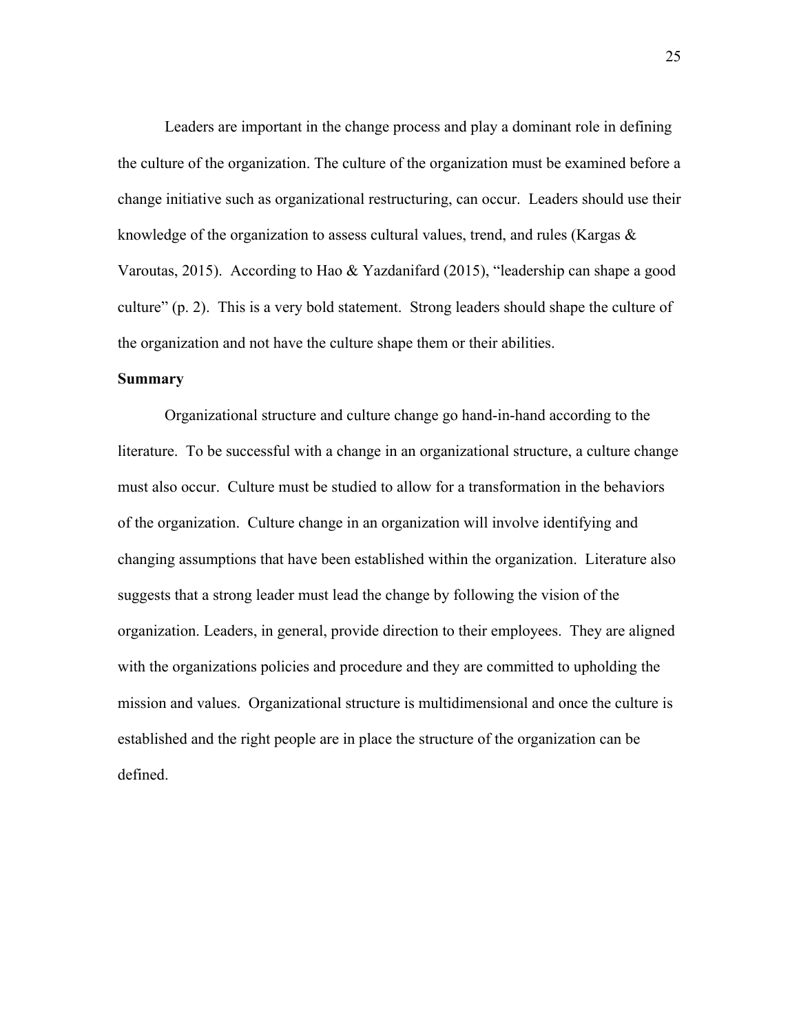Leaders are important in the change process and play a dominant role in defining the culture of the organization. The culture of the organization must be examined before a change initiative such as organizational restructuring, can occur. Leaders should use their knowledge of the organization to assess cultural values, trend, and rules (Kargas & Varoutas, 2015). According to Hao & Yazdanifard (2015), “leadership can shape a good culture” (p. 2). This is a very bold statement. Strong leaders should shape the culture of the organization and not have the culture shape them or their abilities.

**Summary**

Organizational structure and culture change go hand-in-hand according to the literature. To be successful with a change in an organizational structure, a culture change must also occur. Culture must be studied to allow for a transformation in the behaviors of the organization. Culture change in an organization will involve identifying and changing assumptions that have been established within the organization. Literature also suggests that a strong leader must lead the change by following the vision of the organization. Leaders, in general, provide direction to their employees. They are aligned with the organizations policies and procedure and they are committed to upholding the mission and values. Organizational structure is multidimensional and once the culture is established and the right people are in place the structure of the organization can be defined.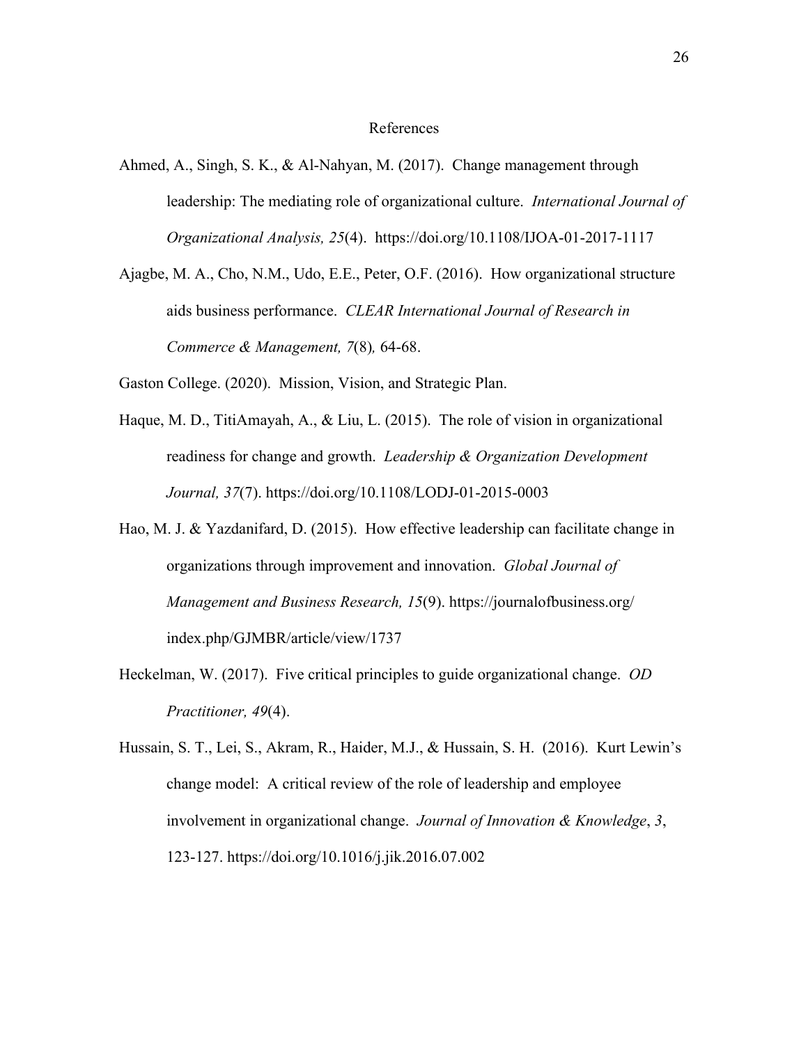# References

Ahmed, A., Singh, S. K., & Al-Nahyan, M. (2017). Change management through leadership: The mediating role of organizational culture. *International Journal of Organizational Analysis, 25*(4). https://doi.org/10.1108/IJOA-01-2017-1117

Ajagbe, M. A., Cho, N.M., Udo, E.E., Peter, O.F. (2016). How organizational structure aids business performance. *CLEAR International Journal of Research in Commerce & Management, 7*(8)*,* 64-68.

Gaston College. (2020). Mission, Vision, and Strategic Plan.

Haque, M. D., TitiAmayah, A., & Liu, L. (2015). The role of vision in organizational readiness for change and growth. *Leadership & Organization Development Journal, 37*(7). https://doi.org/10.1108/LODJ-01-2015-0003

Hao, M. J. & Yazdanifard, D. (2015). How effective leadership can facilitate change in organizations through improvement and innovation. *Global Journal of Management and Business Research, 15*(9). https://journalofbusiness.org/index.php/GJMBR/article/view/1737

Heckelman, W. (2017). Five critical principles to guide organizational change. *OD Practitioner, 49*(4).

Hussain, S. T., Lei, S., Akram, R., Haider, M.J., & Hussain, S. H. (2016). Kurt Lewin's change model: A critical review of the role of leadership and employee involvement in organizational change. *Journal of Innovation & Knowledge*, *3*, 123-127. https://doi.org/10.1016/j.jik.2016.07.002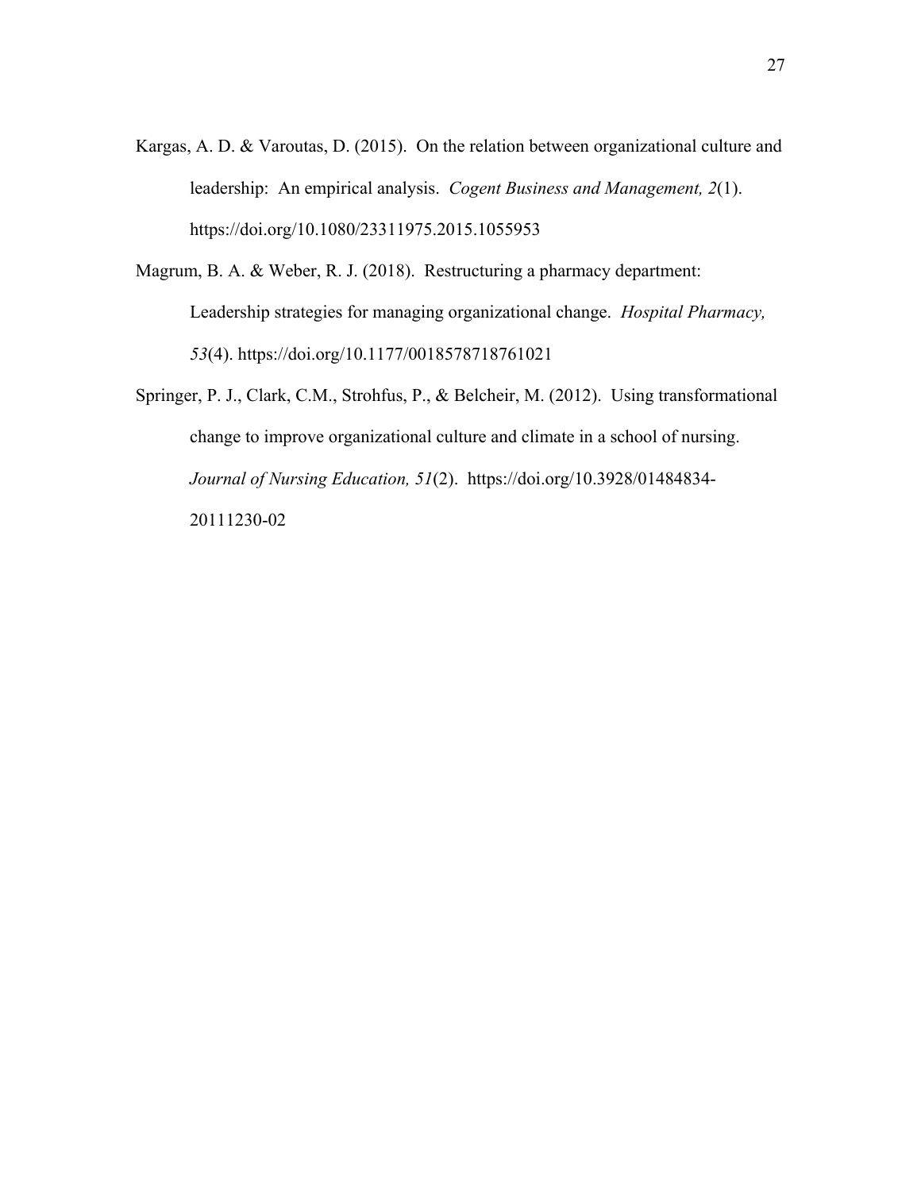Kargas, A. D. & Varoutas, D. (2015). On the relation between organizational culture and leadership: An empirical analysis. *Cogent Business and Management, 2*(1). https://doi.org/10.1080/23311975.2015.1055953

Magrum, B. A. & Weber, R. J. (2018). Restructuring a pharmacy department: Leadership strategies for managing organizational change. *Hospital Pharmacy, 53*(4). https://doi.org/10.1177/0018578718761021

Springer, P. J., Clark, C.M., Strohfus, P., & Belcheir, M. (2012). Using transformational change to improve organizational culture and climate in a school of nursing. *Journal of Nursing Education, 51*(2). https://doi.org/10.3928/01484834-20111230-02